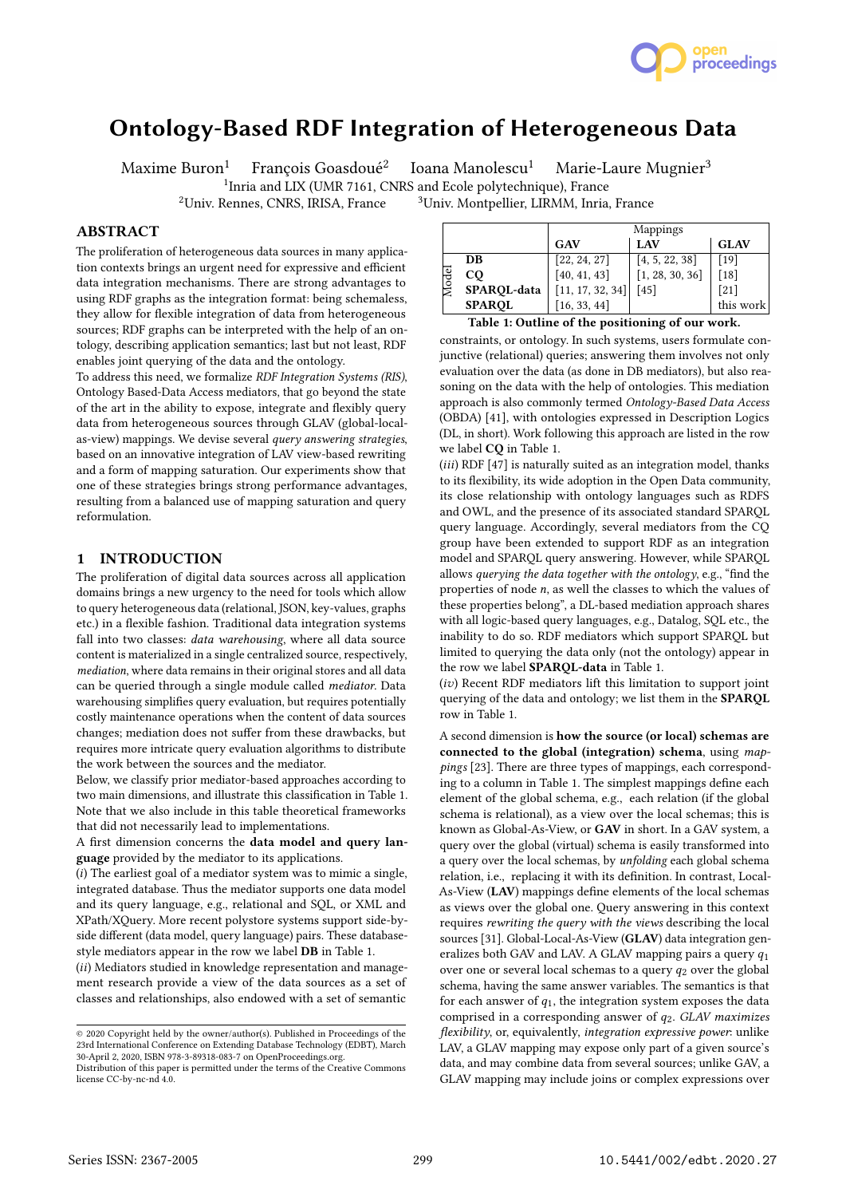# Ontology-Based RDF Integration of Heterogeneous Data

Maxime Buron[1] François Goasdoué[2] Ioana Manolescu[1] Marie-Laure Mugnier[3]

[1]Inria and LIX (UMR 7161, CNRS and Ecole polytechnique), France

[2]Univ. Rennes, CNRS, IRISA, France [3]Univ. Montpellier, LIRMM, Inria, France

## ABSTRACT

The proliferation of heterogeneous data sources in many application contexts brings an urgent need for expressive and efficient data integration mechanisms. There are strong advantages to using RDF graphs as the integration format: being schemaless, they allow for flexible integration of data from heterogeneous sources; RDF graphs can be interpreted with the help of an ontology, describing application semantics; last but not least, RDF enables joint querying of the data and the ontology.

To address this need, we formalize *RDF Integration Systems (RIS)*, Ontology Based-Data Access mediators, that go beyond the state of the art in the ability to expose, integrate and flexibly query data from heterogeneous sources through GLAV (global-local-as-view) mappings. We devise several *query answering strategies*, based on an innovative integration of LAV view-based rewriting and a form of mapping saturation. Our experiments show that one of these strategies brings strong performance advantages, resulting from a balanced use of mapping saturation and query reformulation.

## 1 INTRODUCTION

The proliferation of digital data sources across all application domains brings a new urgency to the need for tools which allow to query heterogeneous data (relational, JSON, key-values, graphs etc.) in a flexible fashion. Traditional data integration systems fall into two classes: *data warehousing*, where all data source content is materialized in a single centralized source, respectively, *mediation*, where data remains in their original stores and all data can be queried through a single module called *mediator*. Data warehousing simplifies query evaluation, but requires potentially costly maintenance operations when the content of data sources changes; mediation does not suffer from these drawbacks, but requires more intricate query evaluation algorithms to distribute the work between the sources and the mediator.

Below, we classify prior mediator-based approaches according to two main dimensions, and illustrate this classification in Table 1. Note that we also include in this table theoretical frameworks that did not necessarily lead to implementations.

A first dimension concerns the **data model and query language** provided by the mediator to its applications.

(*i*) The earliest goal of a mediator system was to mimic a single, integrated database. Thus the mediator supports one data model and its query language, e.g., relational and SQL, or XML and XPath/XQuery. More recent polystore systems support side-by-side different (data model, query language) pairs. These database-style mediators appear in the row we label **DB** in Table 1.

(*ii*) Mediators studied in knowledge representation and management research provide a view of the data sources as a set of classes and relationships, also endowed with a set of semantic constraints, or ontology. In such systems, users formulate conjunctive (relational) queries; answering them involves not only evaluation over the data (as done in DB mediators), but also reasoning on the data with the help of ontologies. This mediation approach is also commonly termed *Ontology-Based Data Access* (OBDA) [41], with ontologies expressed in Description Logics (DL, in short). Work following this approach are listed in the row we label **CQ** in Table 1.

(*iii*) RDF [47] is naturally suited as an integration model, thanks to its flexibility, its wide adoption in the Open Data community, its close relationship with ontology languages such as RDFS and OWL, and the presence of its associated standard SPARQL query language. Accordingly, several mediators from the CQ group have been extended to support RDF as an integration model and SPARQL query answering. However, while SPARQL allows *querying the data together with the ontology*, e.g., "find the properties of node *n*, as well the classes to which the values of these properties belong", a DL-based mediation approach shares with all logic-based query languages, e.g., Datalog, SQL etc., the inability to do so. RDF mediators which support SPARQL but limited to querying the data only (not the ontology) appear in the row we label **SPARQL-data** in Table 1.

(*iv*) Recent RDF mediators lift this limitation to support joint querying of the data and ontology; we list them in the **SPARQL** row in Table 1.

| | | Mappings | | |
|---|---|---|---|---|
| | | **GAV** | **LAV** | **GLAV** |
| Model | **DB** | [22, 24, 27] | [4, 5, 22, 38] | [19] |
| | **CQ** | [40, 41, 43] | [1, 28, 30, 36] | [18] |
| | **SPARQL-data** | [11, 17, 32, 34] | [45] | [21] |
| | **SPARQL** | [16, 33, 44] | | this work |

**Table 1: Outline of the positioning of our work.**

A second dimension is **how the source (or local) schemas are connected to the global (integration) schema**, using *mappings* [23]. There are three types of mappings, each corresponding to a column in Table 1. The simplest mappings define each element of the global schema, e.g., each relation (if the global schema is relational), as a view over the local schemas; this is known as Global-As-View, or **GAV** in short. In a GAV system, a query over the global (virtual) schema is easily transformed into a query over the local schemas, by *unfolding* each global schema relation, i.e., replacing it with its definition. In contrast, Local-As-View (**LAV**) mappings define elements of the local schemas as views over the global one. Query answering in this context requires *rewriting the query with the views* describing the local sources [31]. Global-Local-As-View (**GLAV**) data integration generalizes both GAV and LAV. A GLAV mapping pairs a query $q_1$ over one or several local schemas to a query $q_2$ over the global schema, having the same answer variables. The semantics is that for each answer of $q_1$, the integration system exposes the data comprised in a corresponding answer of $q_2$. *GLAV maximizes flexibility*, or, equivalently, *integration expressive power*: unlike LAV, a GLAV mapping may expose only part of a given source's data, and may combine data from several sources; unlike GAV, a GLAV mapping may include joins or complex expressions over

© 2020 Copyright held by the owner/author(s). Published in Proceedings of the 23rd International Conference on Extending Database Technology (EDBT), March 30-April 2, 2020, ISBN 978-3-89318-083-7 on OpenProceedings.org.
Distribution of this paper is permitted under the terms of the Creative Commons license CC-by-nc-nd 4.0.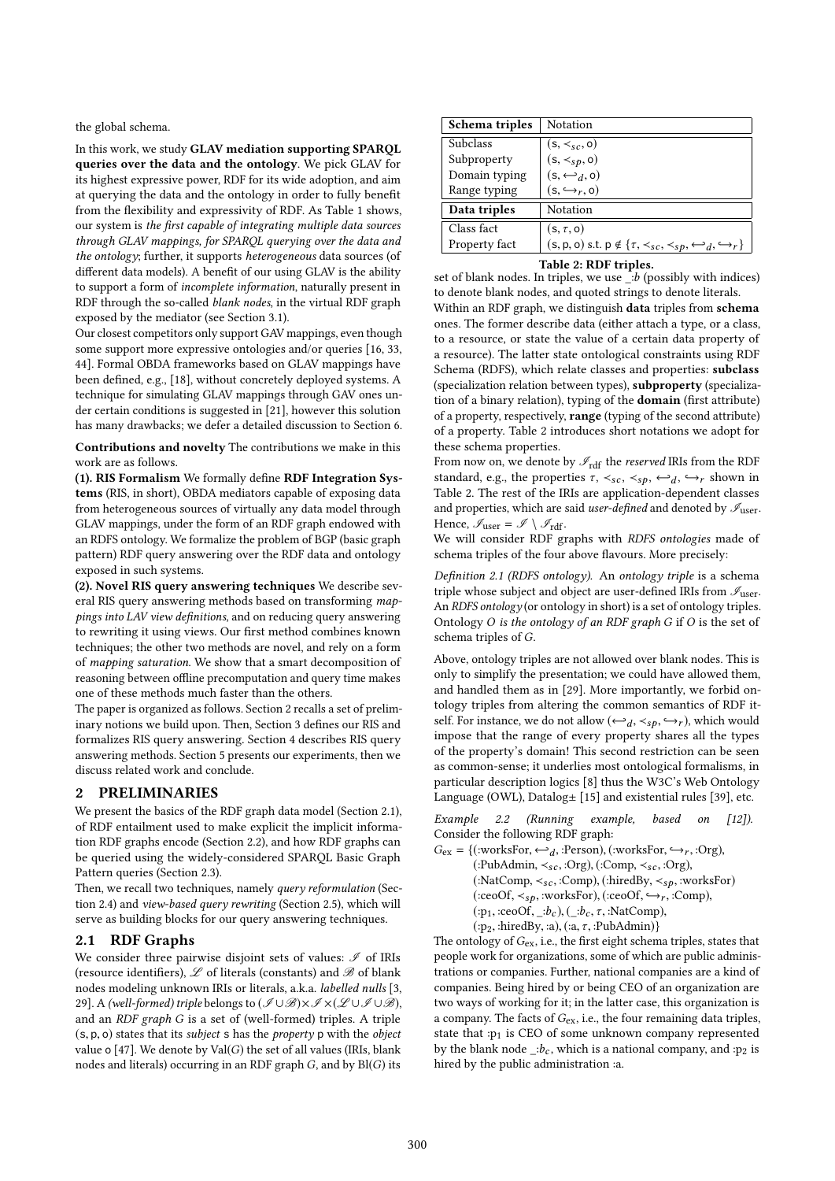the global schema.

In this work, we study **GLAV mediation supporting SPARQL queries over the data and the ontology**. We pick GLAV for its highest expressive power, RDF for its wide adoption, and aim at querying the data and the ontology in order to fully benefit from the flexibility and expressivity of RDF. As Table 1 shows, our system is *the first capable of integrating multiple data sources through GLAV mappings, for SPARQL querying over the data and the ontology*; further, it supports *heterogeneous* data sources (of different data models). A benefit of our using GLAV is the ability to support a form of *incomplete information*, naturally present in RDF through the so-called *blank nodes*, in the virtual RDF graph exposed by the mediator (see Section 3.1).

Our closest competitors only support GAV mappings, even though some support more expressive ontologies and/or queries [16, 33, 44]. Formal OBDA frameworks based on GLAV mappings have been defined, e.g., [18], without concretely deployed systems. A technique for simulating GLAV mappings through GAV ones under certain conditions is suggested in [21], however this solution has many drawbacks; we defer a detailed discussion to Section 6.

**Contributions and novelty** The contributions we make in this work are as follows.

**(1). RIS Formalism** We formally define **RDF Integration Systems** (RIS, in short), OBDA mediators capable of exposing data from heterogeneous sources of virtually any data model through GLAV mappings, under the form of an RDF graph endowed with an RDFS ontology. We formalize the problem of BGP (basic graph pattern) RDF query answering over the RDF data and ontology exposed in such systems.

**(2). Novel RIS query answering techniques** We describe several RIS query answering methods based on transforming *mappings into LAV view definitions*, and on reducing query answering to rewriting it using views. Our first method combines known techniques; the other two methods are novel, and rely on a form of *mapping saturation*. We show that a smart decomposition of reasoning between offline precomputation and query time makes one of these methods much faster than the others.

The paper is organized as follows. Section 2 recalls a set of preliminary notions we build upon. Then, Section 3 defines our RIS and formalizes RIS query answering. Section 4 describes RIS query answering methods. Section 5 presents our experiments, then we discuss related work and conclude.

## 2 PRELIMINARIES

We present the basics of the RDF graph data model (Section 2.1), of RDF entailment used to make explicit the implicit information RDF graphs encode (Section 2.2), and how RDF graphs can be queried using the widely-considered SPARQL Basic Graph Pattern queries (Section 2.3).

Then, we recall two techniques, namely *query reformulation* (Section 2.4) and *view-based query rewriting* (Section 2.5), which will serve as building blocks for our query answering techniques.

### 2.1 RDF Graphs

We consider three pairwise disjoint sets of values: $\mathscr{I}$ of IRIs (resource identifiers), $\mathscr{L}$ of literals (constants) and $\mathscr{B}$ of blank nodes modeling unknown IRIs or literals, a.k.a. *labelled nulls* [3, 29]. A *(well-formed) triple* belongs to $(\mathscr{I} \cup \mathscr{B}) \times \mathscr{I} \times (\mathscr{L} \cup \mathscr{I} \cup \mathscr{B})$, and an *RDF graph* $G$ is a set of (well-formed) triples. A triple $(\mathsf{s}, \mathsf{p}, \mathsf{o})$ states that its *subject* $\mathsf{s}$ has the *property* $\mathsf{p}$ with the *object* value $\mathsf{o}$ [47]. We denote by $\mathrm{Val}(G)$ the set of all values (IRIs, blank nodes and literals) occurring in an RDF graph $G$, and by $\mathrm{Bl}(G)$ its set of blank nodes. In triples, we use $\_{:}b$ (possibly with indices) to denote blank nodes, and quoted strings to denote literals.

| Schema triples | Notation |
|---|---|
| Subclass | $(\mathsf{s}, \prec_{sc}, \mathsf{o})$ |
| Subproperty | $(\mathsf{s}, \prec_{sp}, \mathsf{o})$ |
| Domain typing | $(\mathsf{s}, \hookleftarrow_{d}, \mathsf{o})$ |
| Range typing | $(\mathsf{s}, \hookrightarrow_{r}, \mathsf{o})$ |
| **Data triples** | **Notation** |
| Class fact | $(\mathsf{s}, \tau, \mathsf{o})$ |
| Property fact | $(\mathsf{s}, \mathsf{p}, \mathsf{o})$ s.t. $\mathsf{p} \notin \{\tau, \prec_{sc}, \prec_{sp}, \hookleftarrow_{d}, \hookrightarrow_{r}\}$ |

**Table 2: RDF triples.**

Within an RDF graph, we distinguish **data** triples from **schema** ones. The former describe data (either attach a type, or a class, to a resource, or state the value of a certain data property of a resource). The latter state ontological constraints using RDF Schema (RDFS), which relate classes and properties: **subclass** (specialization relation between types), **subproperty** (specialization of a binary relation), typing of the **domain** (first attribute) of a property, respectively, **range** (typing of the second attribute) of a property. Table 2 introduces short notations we adopt for these schema properties.

From now on, we denote by $\mathscr{I}_{\mathrm{rdf}}$ the *reserved* IRIs from the RDF standard, e.g., the properties $\tau$, $\prec_{sc}$, $\prec_{sp}$, $\hookleftarrow_{d}$, $\hookrightarrow_{r}$ shown in Table 2. The rest of the IRIs are application-dependent classes and properties, which are said *user-defined* and denoted by $\mathscr{I}_{\mathrm{user}}$. Hence, $\mathscr{I}_{\mathrm{user}} = \mathscr{I} \setminus \mathscr{I}_{\mathrm{rdf}}$.

We will consider RDF graphs with *RDFS ontologies* made of schema triples of the four above flavours. More precisely:

*Definition 2.1 (RDFS ontology).* An *ontology triple* is a schema triple whose subject and object are user-defined IRIs from $\mathscr{I}_{\mathrm{user}}$. An *RDFS ontology* (or ontology in short) is a set of ontology triples. Ontology $O$ *is the ontology of an RDF graph* $G$ if $O$ is the set of schema triples of $G$.

Above, ontology triples are not allowed over blank nodes. This is only to simplify the presentation; we could have allowed them, and handled them as in [29]. More importantly, we forbid ontology triples from altering the common semantics of RDF itself. For instance, we do not allow $(\hookleftarrow_{d}, \prec_{sp}, \hookrightarrow_{r})$, which would impose that the range of every property shares all the types of the property's domain! This second restriction can be seen as common-sense; it underlies most ontological formalisms, in particular description logics [8] thus the W3C's Web Ontology Language (OWL), Datalog± [15] and existential rules [39], etc.

*Example 2.2 (Running example, based on [12]).* Consider the following RDF graph:

$G_{\mathrm{ex}} = \{$(:worksFor, $\hookleftarrow_{d}$, :Person), (:worksFor, $\hookrightarrow_{r}$, :Org),
(:PubAdmin, $\prec_{sc}$, :Org), (:Comp, $\prec_{sc}$, :Org),
(:NatComp, $\prec_{sc}$, :Comp), (:hiredBy, $\prec_{sp}$, :worksFor)
(:ceoOf, $\prec_{sp}$, :worksFor), (:ceoOf, $\hookrightarrow_{r}$, :Comp),
(:$\mathrm{p}_1$, :ceoOf, $\_{:}b_c$), ($\_{:}b_c$, $\tau$, :NatComp),
(:$\mathrm{p}_2$, :hiredBy, :a), (:a, $\tau$, :PubAdmin)$\}$

The ontology of $G_{\mathrm{ex}}$, i.e., the first eight schema triples, states that people work for organizations, some of which are public administrations or companies. Further, national companies are a kind of companies. Being hired by or being CEO of an organization are two ways of working for it; in the latter case, this organization is a company. The facts of $G_{\mathrm{ex}}$, i.e., the four remaining data triples, state that :$\mathrm{p}_1$ is CEO of some unknown company represented by the blank node $\_{:}b_c$, which is a national company, and :$\mathrm{p}_2$ is hired by the public administration :a.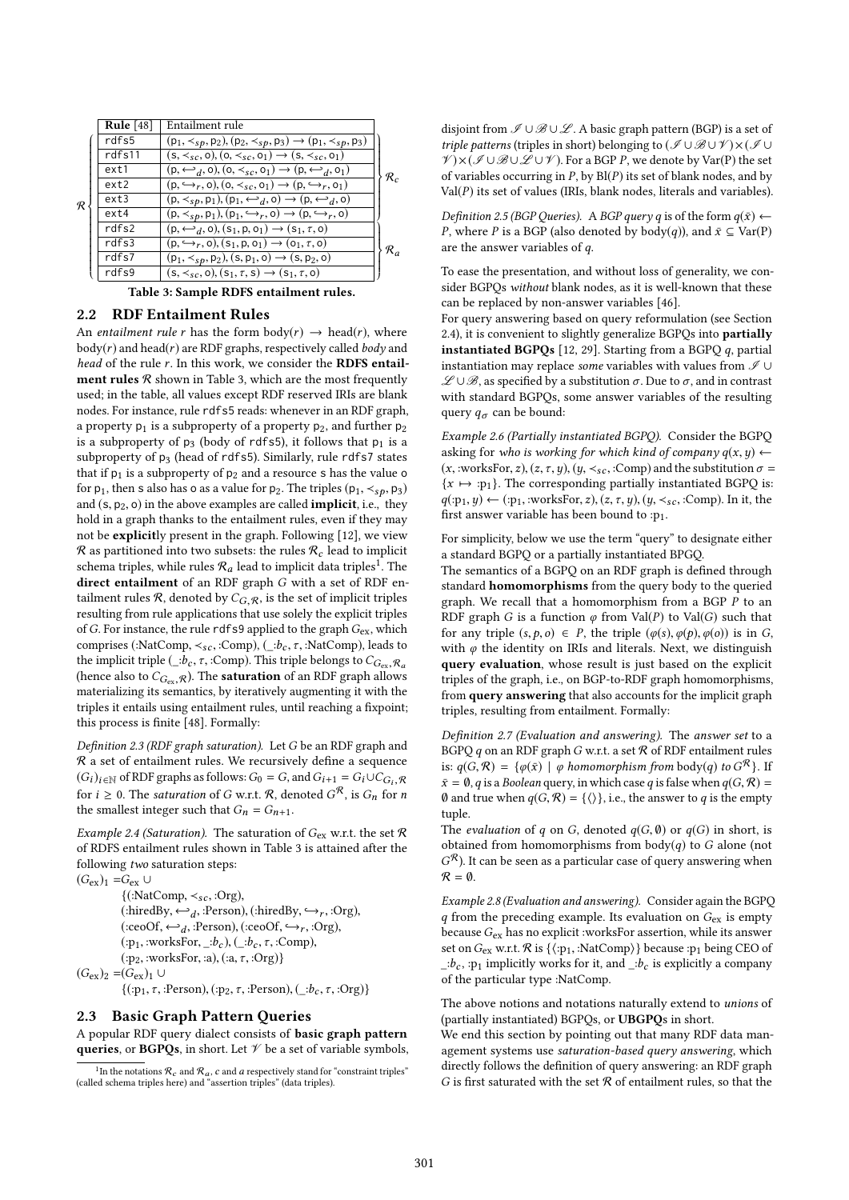|  | Rule [48] | Entailment rule |  |
|---|---|---|---|
| $\mathcal{R}$ | rdfs5 | $(\mathsf{p}_1, \prec_{sp}, \mathsf{p}_2), (\mathsf{p}_2, \prec_{sp}, \mathsf{p}_3) \rightarrow (\mathsf{p}_1, \prec_{sp}, \mathsf{p}_3)$ | $\mathcal{R}_c$ |
|  | rdfs11 | $(\mathsf{s}, \prec_{sc}, \mathsf{o}), (\mathsf{o}, \prec_{sc}, \mathsf{o}_1) \rightarrow (\mathsf{s}, \prec_{sc}, \mathsf{o}_1)$ |  |
|  | ext1 | $(\mathsf{p}, \hookleftarrow_d, \mathsf{o}), (\mathsf{o}, \prec_{sc}, \mathsf{o}_1) \rightarrow (\mathsf{p}, \hookleftarrow_d, \mathsf{o}_1)$ |  |
|  | ext2 | $(\mathsf{p}, \hookrightarrow_r, \mathsf{o}), (\mathsf{o}, \prec_{sc}, \mathsf{o}_1) \rightarrow (\mathsf{p}, \hookrightarrow_r, \mathsf{o}_1)$ |  |
|  | ext3 | $(\mathsf{p}, \prec_{sp}, \mathsf{p}_1), (\mathsf{p}_1, \hookleftarrow_d, \mathsf{o}) \rightarrow (\mathsf{p}, \hookleftarrow_d, \mathsf{o})$ |  |
|  | ext4 | $(\mathsf{p}, \prec_{sp}, \mathsf{p}_1), (\mathsf{p}_1, \hookrightarrow_r, \mathsf{o}) \rightarrow (\mathsf{p}, \hookrightarrow_r, \mathsf{o})$ |  |
|  | rdfs2 | $(\mathsf{p}, \hookleftarrow_d, \mathsf{o}), (\mathsf{s}_1, \mathsf{p}, \mathsf{o}_1) \rightarrow (\mathsf{s}_1, \tau, \mathsf{o})$ | $\mathcal{R}_a$ |
|  | rdfs3 | $(\mathsf{p}, \hookrightarrow_r, \mathsf{o}), (\mathsf{s}_1, \mathsf{p}, \mathsf{o}_1) \rightarrow (\mathsf{o}_1, \tau, \mathsf{o})$ |  |
|  | rdfs7 | $(\mathsf{p}_1, \prec_{sp}, \mathsf{p}_2), (\mathsf{s}, \mathsf{p}_1, \mathsf{o}) \rightarrow (\mathsf{s}, \mathsf{p}_2, \mathsf{o})$ |  |
|  | rdfs9 | $(\mathsf{s}, \prec_{sc}, \mathsf{o}), (\mathsf{s}_1, \tau, \mathsf{s}) \rightarrow (\mathsf{s}_1, \tau, \mathsf{o})$ |  |

Table 3: Sample RDFS entailment rules.

## 2.2 RDF Entailment Rules

An *entailment rule* $r$ has the form body$(r) \rightarrow$ head$(r)$, where body$(r)$ and head$(r)$ are RDF graphs, respectively called *body* and *head* of the rule $r$. In this work, we consider the **RDFS entailment rules** $\mathcal{R}$ shown in Table 3, which are the most frequently used; in the table, all values except RDF reserved IRIs are blank nodes. For instance, rule rdfs5 reads: whenever in an RDF graph, a property $\mathsf{p}_1$ is a subproperty of a property $\mathsf{p}_2$, and further $\mathsf{p}_2$ is a subproperty of $\mathsf{p}_3$ (body of rdfs5), it follows that $\mathsf{p}_1$ is a subproperty of $\mathsf{p}_3$ (head of rdfs5). Similarly, rule rdfs7 states that if $\mathsf{p}_1$ is a subproperty of $\mathsf{p}_2$ and a resource s has the value o for $\mathsf{p}_1$, then s also has o as a value for $\mathsf{p}_2$. The triples $(\mathsf{p}_1, \prec_{sp}, \mathsf{p}_3)$ and $(\mathsf{s}, \mathsf{p}_2, \mathsf{o})$ in the above examples are called **implicit**, i.e., they hold in a graph thanks to the entailment rules, even if they may not be **explicit**ly present in the graph. Following [12], we view $\mathcal{R}$ as partitioned into two subsets: the rules $\mathcal{R}_c$ lead to implicit schema triples, while rules $\mathcal{R}_a$ lead to implicit data triples[1]. The **direct entailment** of an RDF graph $G$ with a set of RDF entailment rules $\mathcal{R}$, denoted by $C_{G,\mathcal{R}}$, is the set of implicit triples resulting from rule applications that use solely the explicit triples of $G$. For instance, the rule rdfs9 applied to the graph $G_{\text{ex}}$, which comprises (:NatComp, $\prec_{sc}$, :Comp), (\_:$b_c$, $\tau$, :NatComp), leads to the implicit triple (\_:$b_c$, $\tau$, :Comp). This triple belongs to $C_{G_{\text{ex}},\mathcal{R}_a}$ (hence also to $C_{G_{\text{ex}},\mathcal{R}}$). The **saturation** of an RDF graph allows materializing its semantics, by iteratively augmenting it with the triples it entails using entailment rules, until reaching a fixpoint; this process is finite [48]. Formally:

*Definition 2.3 (RDF graph saturation).* Let $G$ be an RDF graph and $\mathcal{R}$ a set of entailment rules. We recursively define a sequence $(G_i)_{i \in \mathbb{N}}$ of RDF graphs as follows: $G_0 = G$, and $G_{i+1} = G_i \cup C_{G_i,\mathcal{R}}$ for $i \geq 0$. The *saturation* of $G$ w.r.t. $\mathcal{R}$, denoted $G^{\mathcal{R}}$, is $G_n$ for $n$ the smallest integer such that $G_n = G_{n+1}$.

*Example 2.4 (Saturation).* The saturation of $G_{\text{ex}}$ w.r.t. the set $\mathcal{R}$ of RDFS entailment rules shown in Table 3 is attained after the following *two* saturation steps:

$(G_{\text{ex}})_1 = G_{\text{ex}} \cup$
{(:NatComp, $\prec_{sc}$, :Org),
(:hiredBy, $\hookleftarrow_d$, :Person), (:hiredBy, $\hookrightarrow_r$, :Org),
(:ceoOf, $\hookleftarrow_d$, :Person), (:ceoOf, $\hookrightarrow_r$, :Org),
(:p$_1$, :worksFor, \_:$b_c$), (\_:$b_c$, $\tau$, :Comp),
(:p$_2$, :worksFor, :a), (:a, $\tau$, :Org)}

$(G_{\text{ex}})_2 = (G_{\text{ex}})_1 \cup$
{(:p$_1$, $\tau$, :Person), (:p$_2$, $\tau$, :Person), (\_:$b_c$, $\tau$, :Org)}

## 2.3 Basic Graph Pattern Queries

A popular RDF query dialect consists of **basic graph pattern queries**, or **BGPQs**, in short. Let $\mathscr{V}$ be a set of variable symbols, disjoint from $\mathscr{I} \cup \mathscr{B} \cup \mathscr{L}$. A basic graph pattern (BGP) is a set of *triple patterns* (triples in short) belonging to $(\mathscr{I} \cup \mathscr{B} \cup \mathscr{V}) \times (\mathscr{I} \cup \mathscr{V}) \times (\mathscr{I} \cup \mathscr{B} \cup \mathscr{L} \cup \mathscr{V})$. For a BGP $P$, we denote by Var(P) the set of variables occurring in $P$, by Bl$(P)$ its set of blank nodes, and by Val$(P)$ its set of values (IRIs, blank nodes, literals and variables).

*Definition 2.5 (BGP Queries).* A *BGP query* $q$ is of the form $q(\bar{x}) \leftarrow P$, where $P$ is a BGP (also denoted by body$(q)$), and $\bar{x} \subseteq$ Var(P) are the answer variables of $q$.

To ease the presentation, and without loss of generality, we consider BGPQs *without* blank nodes, as it is well-known that these can be replaced by non-answer variables [46].

For query answering based on query reformulation (see Section 2.4), it is convenient to slightly generalize BGPQs into **partially instantiated BGPQs** [12, 29]. Starting from a BGPQ $q$, partial instantiation may replace *some* variables with values from $\mathscr{I} \cup \mathscr{L} \cup \mathscr{B}$, as specified by a substitution $\sigma$. Due to $\sigma$, and in contrast with standard BGPQs, some answer variables of the resulting query $q_\sigma$ can be bound:

*Example 2.6 (Partially instantiated BGPQ).* Consider the BGPQ asking for *who is working for which kind of company* $q(x, y) \leftarrow (x, \text{:worksFor}, z), (z, \tau, y), (y, \prec_{sc}, \text{:Comp})$ and the substitution $\sigma = \{x \mapsto \text{:p}_1\}$. The corresponding partially instantiated BGPQ is: $q(\text{:p}_1, y) \leftarrow (\text{:p}_1, \text{:worksFor}, z), (z, \tau, y), (y, \prec_{sc}, \text{:Comp})$. In it, the first answer variable has been bound to :p$_1$.

For simplicity, below we use the term "query" to designate either a standard BGPQ or a partially instantiated BPGQ.

The semantics of a BGPQ on an RDF graph is defined through standard **homomorphisms** from the query body to the queried graph. We recall that a homomorphism from a BGP $P$ to an RDF graph $G$ is a function $\varphi$ from Val$(P)$ to Val$(G)$ such that for any triple $(s, p, o) \in P$, the triple $(\varphi(s), \varphi(p), \varphi(o))$ is in $G$, with $\varphi$ the identity on IRIs and literals. Next, we distinguish **query evaluation**, whose result is just based on the explicit triples of the graph, i.e., on BGP-to-RDF graph homomorphisms, from **query answering** that also accounts for the implicit graph triples, resulting from entailment. Formally:

*Definition 2.7 (Evaluation and answering).* The *answer set* to a BGPQ $q$ on an RDF graph $G$ w.r.t. a set $\mathcal{R}$ of RDF entailment rules is: $q(G, \mathcal{R}) = \{\varphi(\bar{x}) \mid \varphi$ *homomorphism from* body$(q)$ *to* $G^{\mathcal{R}}\}$. If $\bar{x} = \emptyset$, $q$ is a *Boolean* query, in which case $q$ is false when $q(G, \mathcal{R}) = \emptyset$ and true when $q(G, \mathcal{R}) = \{\langle\rangle\}$, i.e., the answer to $q$ is the empty tuple.

The *evaluation* of $q$ on $G$, denoted $q(G, \emptyset)$ or $q(G)$ in short, is obtained from homomorphisms from body$(q)$ to $G$ alone (not $G^{\mathcal{R}}$). It can be seen as a particular case of query answering when $\mathcal{R} = \emptyset$.

*Example 2.8 (Evaluation and answering).* Consider again the BGPQ $q$ from the preceding example. Its evaluation on $G_{\text{ex}}$ is empty because $G_{\text{ex}}$ has no explicit :worksFor assertion, while its answer set on $G_{\text{ex}}$ w.r.t. $\mathcal{R}$ is $\{\langle \text{:p}_1, \text{:NatComp}\rangle\}$ because :p$_1$ being CEO of \_:$b_c$, :p$_1$ implicitly works for it, and \_:$b_c$ is explicitly a company of the particular type :NatComp.

The above notions and notations naturally extend to *unions* of (partially instantiated) BGPQs, or **UBGPQ**s in short.

We end this section by pointing out that many RDF data management systems use *saturation-based query answering*, which directly follows the definition of query answering: an RDF graph $G$ is first saturated with the set $\mathcal{R}$ of entailment rules, so that the

[1] In the notations $\mathcal{R}_c$ and $\mathcal{R}_a$, $c$ and $a$ respectively stand for "constraint triples" (called schema triples here) and "assertion triples" (data triples).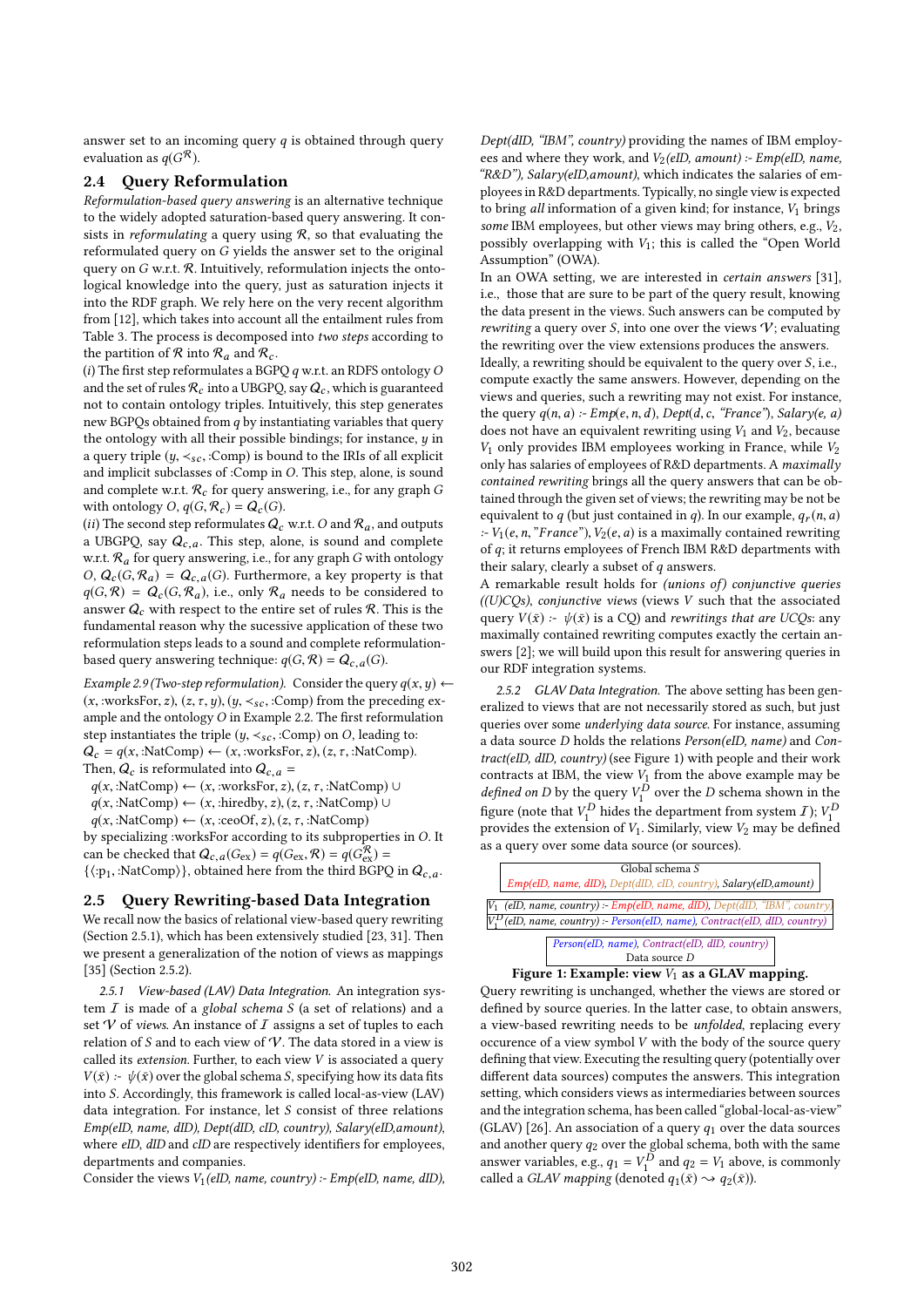answer set to an incoming query $q$ is obtained through query evaluation as $q(G^{\mathcal{R}})$.

## 2.4 Query Reformulation

*Reformulation-based query answering* is an alternative technique to the widely adopted saturation-based query answering. It consists in *reformulating* a query using $\mathcal{R}$, so that evaluating the reformulated query on $G$ yields the answer set to the original query on $G$ w.r.t. $\mathcal{R}$. Intuitively, reformulation injects the ontological knowledge into the query, just as saturation injects it into the RDF graph. We rely here on the very recent algorithm from [12], which takes into account all the entailment rules from Table 3. The process is decomposed into *two steps* according to the partition of $\mathcal{R}$ into $\mathcal{R}_a$ and $\mathcal{R}_c$.

(*i*) The first step reformulates a BGPQ $q$ w.r.t. an RDFS ontology $O$ and the set of rules $\mathcal{R}_c$ into a UBGPQ, say $\mathcal{Q}_c$, which is guaranteed not to contain ontology triples. Intuitively, this step generates new BGPQs obtained from $q$ by instantiating variables that query the ontology with all their possible bindings; for instance, $y$ in a query triple $(y, \prec_{sc}, \text{:Comp})$ is bound to the IRIs of all explicit and implicit subclasses of :Comp in $O$. This step, alone, is sound and complete w.r.t. $\mathcal{R}_c$ for query answering, i.e., for any graph $G$ with ontology $O$, $q(G, \mathcal{R}_c) = \mathcal{Q}_c(G)$.

(*ii*) The second step reformulates $\mathcal{Q}_c$ w.r.t. $O$ and $\mathcal{R}_a$, and outputs a UBGPQ, say $\mathcal{Q}_{c,a}$. This step, alone, is sound and complete w.r.t. $\mathcal{R}_a$ for query answering, i.e., for any graph $G$ with ontology $O$, $\mathcal{Q}_c(G, \mathcal{R}_a) = \mathcal{Q}_{c,a}(G)$. Furthermore, a key property is that $q(G, \mathcal{R}) = \mathcal{Q}_c(G, \mathcal{R}_a)$, i.e., only $\mathcal{R}_a$ needs to be considered to answer $\mathcal{Q}_c$ with respect to the entire set of rules $\mathcal{R}$. This is the fundamental reason why the sucessive application of these two reformulation steps leads to a sound and complete reformulation-based query answering technique: $q(G, \mathcal{R}) = \mathcal{Q}_{c,a}(G)$.

*Example 2.9 (Two-step reformulation).* Consider the query $q(x, y) \leftarrow (x, \text{:worksFor}, z), (z, \tau, y), (y, \prec_{sc}, \text{:Comp})$ from the preceding example and the ontology $O$ in Example 2.2. The first reformulation step instantiates the triple $(y, \prec_{sc}, \text{:Comp})$ on $O$, leading to: $\mathcal{Q}_c = q(x, \text{:NatComp}) \leftarrow (x, \text{:worksFor}, z), (z, \tau, \text{:NatComp})$. Then, $\mathcal{Q}_c$ is reformulated into $\mathcal{Q}_{c,a}$ =

$q(x, \text{:NatComp}) \leftarrow (x, \text{:worksFor}, z), (z, \tau, \text{:NatComp}) \cup$
$q(x, \text{:NatComp}) \leftarrow (x, \text{:hiredby}, z), (z, \tau, \text{:NatComp}) \cup$
$q(x, \text{:NatComp}) \leftarrow (x, \text{:ceoOf}, z), (z, \tau, \text{:NatComp})$

by specializing :worksFor according to its subproperties in $O$. It can be checked that $\mathcal{Q}_{c,a}(G_{\text{ex}}) = q(G_{\text{ex}}, \mathcal{R}) = q(G_{\text{ex}}^{\mathcal{R}}) = \{\langle \text{:p}_1, \text{:NatComp}\rangle\}$, obtained here from the third BGPQ in $\mathcal{Q}_{c,a}$.

## 2.5 Query Rewriting-based Data Integration

We recall now the basics of relational view-based query rewriting (Section 2.5.1), which has been extensively studied [23, 31]. Then we present a generalization of the notion of views as mappings [35] (Section 2.5.2).

### 2.5.1 View-based (LAV) Data Integration.

An integration system $\mathcal{I}$ is made of a *global schema* $S$ (a set of relations) and a set $\mathcal{V}$ of *views*. An instance of $\mathcal{I}$ assigns a set of tuples to each relation of $S$ and to each view of $\mathcal{V}$. The data stored in a view is called its *extension*. Further, to each view $V$ is associated a query $V(\bar{x})$ :- $\psi(\bar{x})$ over the global schema $S$, specifying how its data fits into $S$. Accordingly, this framework is called local-as-view (LAV) data integration. For instance, let $S$ consist of three relations *Emp(eID, name, dID)*, *Dept(dID, cID, country)*, *Salary(eID,amount)*, where *eID*, *dID* and *cID* are respectively identifiers for employees, departments and companies.

Consider the views $V_1$*(eID, name, country)* :- *Emp(eID, name, dID)*, *Dept(dID, "IBM", country)* providing the names of IBM employees and where they work, and $V_2$*(eID, amount)* :- *Emp(eID, name, "R&D")*, *Salary(eID,amount)*, which indicates the salaries of employees in R&D departments. Typically, no single view is expected to bring *all* information of a given kind; for instance, $V_1$ brings *some* IBM employees, but other views may bring others, e.g., $V_2$, possibly overlapping with $V_1$; this is called the "Open World Assumption" (OWA).

In an OWA setting, we are interested in *certain answers* [31], i.e., those that are sure to be part of the query result, knowing the data present in the views. Such answers can be computed by *rewriting* a query over $S$, into one over the views $\mathcal{V}$; evaluating the rewriting over the view extensions produces the answers. Ideally, a rewriting should be equivalent to the query over $S$, i.e., compute exactly the same answers. However, depending on the views and queries, such a rewriting may not exist. For instance, the query $q(n, a)$ :- $Emp(e, n, d)$, $Dept(d, c, \text{"France"})$, $Salary(e, a)$ does not have an equivalent rewriting using $V_1$ and $V_2$, because $V_1$ only provides IBM employees working in France, while $V_2$ only has salaries of employees of R&D departments. A *maximally contained rewriting* brings all the query answers that can be obtained through the given set of views; the rewriting may be not be equivalent to $q$ (but just contained in $q$). In our example, $q_r(n, a)$ :- $V_1(e, n, \text{"France"})$, $V_2(e, a)$ is a maximally contained rewriting of $q$; it returns employees of French IBM R&D departments with their salary, clearly a subset of $q$ answers.

A remarkable result holds for *(unions of) conjunctive queries ((U)CQs)*, *conjunctive views* (views $V$ such that the associated query $V(\bar{x})$ :- $\psi(\bar{x})$ is a CQ) and *rewritings that are UCQs*: any maximally contained rewriting computes exactly the certain answers [2]; we will build upon this result for answering queries in our RDF integration systems.

### 2.5.2 GLAV Data Integration.

The above setting has been generalized to views that are not necessarily stored as such, but just queries over some *underlying data source*. For instance, assuming a data source $D$ holds the relations *Person(eID, name)* and *Contract(eID, dID, country)* (see Figure 1) with people and their work contracts at IBM, the view $V_1$ from the above example may be *defined on* $D$ by the query $V_1^D$ over the $D$ schema shown in the figure (note that $V_1^D$ hides the department from system $\mathcal{I}$); $V_1^D$ provides the extension of $V_1$. Similarly, view $V_2$ may be defined as a query over some data source (or sources).

Global schema $S$
*Emp(eID, name, dID)*, *Dept(dID, cID, country)*, *Salary(eID,amount)*

$V_1$ *(eID, name, country)* :- *Emp(eID, name, dID)*, *Dept(dID, "IBM", country)*
$V_1^D$*(eID, name, country)* :- *Person(eID, name)*, *Contract(eID, dID, country)*

*Person(eID, name)*, *Contract(eID, dID, country)*
Data source $D$

**Figure 1: Example: view $V_1$ as a GLAV mapping.**

Query rewriting is unchanged, whether the views are stored or defined by source queries. In the latter case, to obtain answers, a view-based rewriting needs to be *unfolded*, replacing every occurence of a view symbol $V$ with the body of the source query defining that view. Executing the resulting query (potentially over different data sources) computes the answers. This integration setting, which considers views as intermediaries between sources and the integration schema, has been called "global-local-as-view" (GLAV) [26]. An association of a query $q_1$ over the data sources and another query $q_2$ over the global schema, both with the same answer variables, e.g., $q_1 = V_1^D$ and $q_2 = V_1$ above, is commonly called a *GLAV mapping* (denoted $q_1(\bar{x}) \rightsquigarrow q_2(\bar{x})$).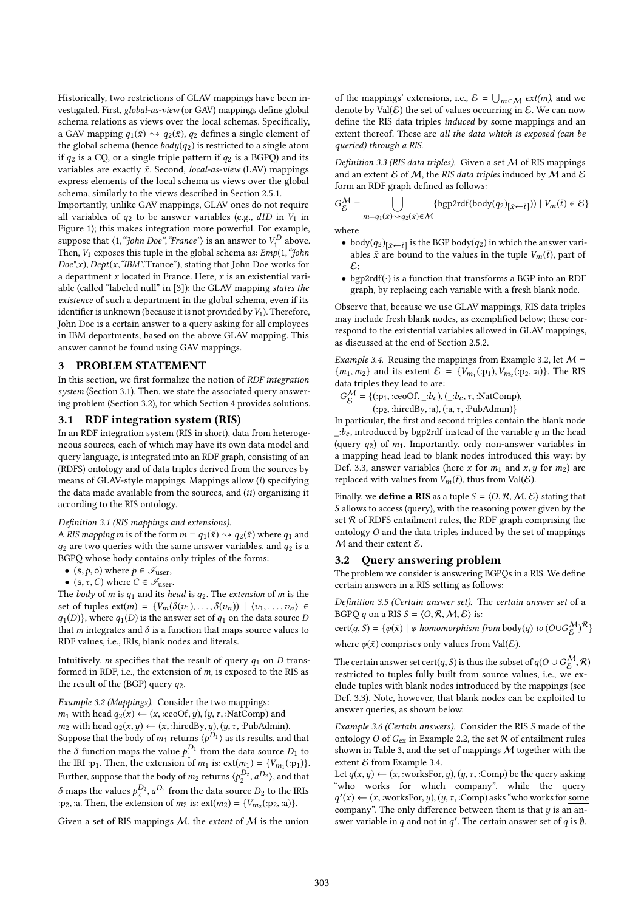Historically, two restrictions of GLAV mappings have been investigated. First, *global-as-view* (or GAV) mappings define global schema relations as views over the local schemas. Specifically, a GAV mapping $q_1(\bar{x}) \rightsquigarrow q_2(\bar{x})$, $q_2$ defines a single element of the global schema (hence $body(q_2)$ is restricted to a single atom if $q_2$ is a CQ, or a single triple pattern if $q_2$ is a BGPQ) and its variables are exactly $\bar{x}$. Second, *local-as-view* (LAV) mappings express elements of the local schema as views over the global schema, similarly to the views described in Section 2.5.1.

Importantly, unlike GAV mappings, GLAV ones do not require all variables of $q_2$ to be answer variables (e.g., *dID* in $V_1$ in Figure 1); this makes integration more powerful. For example, suppose that ⟨1,*"John Doe"*,*"France"*⟩ is an answer to $V_1^D$ above. Then, $V_1$ exposes this tuple in the global schema as: *Emp*(1,*"John Doe"*,*x*), *Dept*(*x*,*"IBM"*,"France"), stating that John Doe works for a department $x$ located in France. Here, $x$ is an existential variable (called "labeled null" in [3]); the GLAV mapping *states the existence* of such a department in the global schema, even if its identifier is unknown (because it is not provided by $V_1$). Therefore, John Doe is a certain answer to a query asking for all employees in IBM departments, based on the above GLAV mapping. This answer cannot be found using GAV mappings.

# 3 PROBLEM STATEMENT

In this section, we first formalize the notion of *RDF integration system* (Section 3.1). Then, we state the associated query answering problem (Section 3.2), for which Section 4 provides solutions.

## 3.1 RDF integration system (RIS)

In an RDF integration system (RIS in short), data from heterogeneous sources, each of which may have its own data model and query language, is integrated into an RDF graph, consisting of an (RDFS) ontology and of data triples derived from the sources by means of GLAV-style mappings. Mappings allow (*i*) specifying the data made available from the sources, and (*ii*) organizing it according to the RIS ontology.

*Definition 3.1 (RIS mappings and extensions).*
A *RIS mapping* $m$ is of the form $m = q_1(\bar{x}) \rightsquigarrow q_2(\bar{x})$ where $q_1$ and $q_2$ are two queries with the same answer variables, and $q_2$ is a BGPQ whose body contains only triples of the forms:

- $(\mathsf{s}, p, \mathsf{o})$ where $p \in \mathscr{I}_{\text{user}}$,
- $(\mathsf{s}, \tau, C)$ where $C \in \mathscr{I}_{\text{user}}$.

The *body* of $m$ is $q_1$ and its *head* is $q_2$. The *extension* of $m$ is the set of tuples $\text{ext}(m) = \{V_m(\delta(v_1), \ldots, \delta(v_n)) \mid \langle v_1, \ldots, v_n \rangle \in q_1(D)\}$, where $q_1(D)$ is the answer set of $q_1$ on the data source $D$ that $m$ integrates and $\delta$ is a function that maps source values to RDF values, i.e., IRIs, blank nodes and literals.

Intuitively, $m$ specifies that the result of query $q_1$ on $D$ transformed in RDF, i.e., the extension of $m$, is exposed to the RIS as the result of the (BGP) query $q_2$.

*Example 3.2 (Mappings).* Consider the two mappings:
$m_1$ with head $q_2(x) \leftarrow (x, \text{:ceoOf}, y), (y, \tau, \text{:NatComp})$ and
$m_2$ with head $q_2(x, y) \leftarrow (x, \text{:hiredBy}, y), (y, \tau, \text{:PubAdmin})$.
Suppose that the body of $m_1$ returns $\langle p^{D_1} \rangle$ as its results, and that the $\delta$ function maps the value $p_1^{D_1}$ from the data source $D_1$ to the IRI :p$_1$. Then, the extension of $m_1$ is: $\text{ext}(m_1) = \{V_{m_1}(\text{:p}_1)\}$. Further, suppose that the body of $m_2$ returns $\langle p_2^{D_2}, a^{D_2} \rangle$, and that $\delta$ maps the values $p_2^{D_2}, a^{D_2}$ from the data source $D_2$ to the IRIs :p$_2$, :a. Then, the extension of $m_2$ is: $\text{ext}(m_2) = \{V_{m_2}(\text{:p}_2, \text{:a})\}$.

Given a set of RIS mappings $\mathcal{M}$, the *extent* of $\mathcal{M}$ is the union of the mappings' extensions, i.e., $\mathcal{E} = \bigcup_{m \in \mathcal{M}} \mathit{ext(m)}$, and we denote by $\text{Val}(\mathcal{E})$ the set of values occurring in $\mathcal{E}$. We can now define the RIS data triples *induced* by some mappings and an extent thereof. These are *all the data which is exposed (can be queried) through a RIS.*

*Definition 3.3 (RIS data triples).* Given a set $\mathcal{M}$ of RIS mappings and an extent $\mathcal{E}$ of $\mathcal{M}$, the *RIS data triples* induced by $\mathcal{M}$ and $\mathcal{E}$ form an RDF graph defined as follows:

$$G_{\mathcal{E}}^{\mathcal{M}} = \bigcup_{m = q_1(\bar{x}) \rightsquigarrow q_2(\bar{x}) \in \mathcal{M}} \{\text{bgp2rdf}(\text{body}(q_2)_{[\bar{x} \leftarrow \bar{t}]}) \mid V_m(\bar{t}) \in \mathcal{E}\}$$

where

- $\text{body}(q_2)_{[\bar{x} \leftarrow \bar{t}]}$ is the BGP $\text{body}(q_2)$ in which the answer variables $\bar{x}$ are bound to the values in the tuple $V_m(\bar{t})$, part of $\mathcal{E}$;
- $\text{bgp2rdf}(\cdot)$ is a function that transforms a BGP into an RDF graph, by replacing each variable with a fresh blank node.

Observe that, because we use GLAV mappings, RIS data triples may include fresh blank nodes, as exemplified below; these correspond to the existential variables allowed in GLAV mappings, as discussed at the end of Section 2.5.2.

*Example 3.4.* Reusing the mappings from Example 3.2, let $\mathcal{M} = \{m_1, m_2\}$ and its extent $\mathcal{E} = \{V_{m_1}(\text{:p}_1), V_{m_2}(\text{:p}_2, \text{:a})\}$. The RIS data triples they lead to are:

$G_{\mathcal{E}}^{\mathcal{M}} = \{(\text{:p}_1, \text{:ceoOf}, \_{:}b_c), (\_{:}b_c, \tau, \text{:NatComp}),$
$\quad (\text{:p}_2, \text{:hiredBy}, \text{:a}), (\text{:a}, \tau, \text{:PubAdmin})\}$

In particular, the first and second triples contain the blank node $\_{:}b_c$, introduced by bgp2rdf instead of the variable $y$ in the head (query $q_2$) of $m_1$. Importantly, only non-answer variables in a mapping head lead to blank nodes introduced this way: by Def. 3.3, answer variables (here $x$ for $m_1$ and $x, y$ for $m_2$) are replaced with values from $V_m(\bar{t})$, thus from $\text{Val}(\mathcal{E})$.

Finally, we **define a RIS** as a tuple $S = \langle O, \mathcal{R}, \mathcal{M}, \mathcal{E} \rangle$ stating that $S$ allows to access (query), with the reasoning power given by the set $\mathcal{R}$ of RDFS entailment rules, the RDF graph comprising the ontology $O$ and the data triples induced by the set of mappings $\mathcal{M}$ and their extent $\mathcal{E}$.

## 3.2 Query answering problem

The problem we consider is answering BGPQs in a RIS. We define certain answers in a RIS setting as follows:

*Definition 3.5 (Certain answer set).* The *certain answer set* of a BGPQ $q$ on a RIS $S = \langle O, \mathcal{R}, \mathcal{M}, \mathcal{E} \rangle$ is:

$\text{cert}(q, S) = \{\varphi(\bar{x}) \mid \varphi \textit{ homomorphism from } \text{body}(q) \textit{ to } (O \cup G_{\mathcal{E}}^{\mathcal{M}})^{\mathcal{R}}\}$

where $\varphi(\bar{x})$ comprises only values from $\text{Val}(\mathcal{E})$.

The certain answer set $\text{cert}(q, S)$ is thus the subset of $q(O \cup G_{\mathcal{E}}^{\mathcal{M}}, \mathcal{R})$ restricted to tuples fully built from source values, i.e., we exclude tuples with blank nodes introduced by the mappings (see Def. 3.3). Note, however, that blank nodes can be exploited to answer queries, as shown below.

*Example 3.6 (Certain answers).* Consider the RIS $S$ made of the ontology $O$ of $G_{\text{ex}}$ in Example 2.2, the set $\mathcal{R}$ of entailment rules shown in Table 3, and the set of mappings $\mathcal{M}$ together with the extent $\mathcal{E}$ from Example 3.4.

Let $q(x, y) \leftarrow (x, \text{:worksFor}, y), (y, \tau, \text{:Comp})$ be the query asking "who works for <u>which</u> company", while the query $q'(x) \leftarrow (x, \text{:worksFor}, y), (y, \tau, \text{:Comp})$ asks "who works for <u>some</u> company". The only difference between them is that $y$ is an answer variable in $q$ and not in $q'$. The certain answer set of $q$ is $\emptyset$,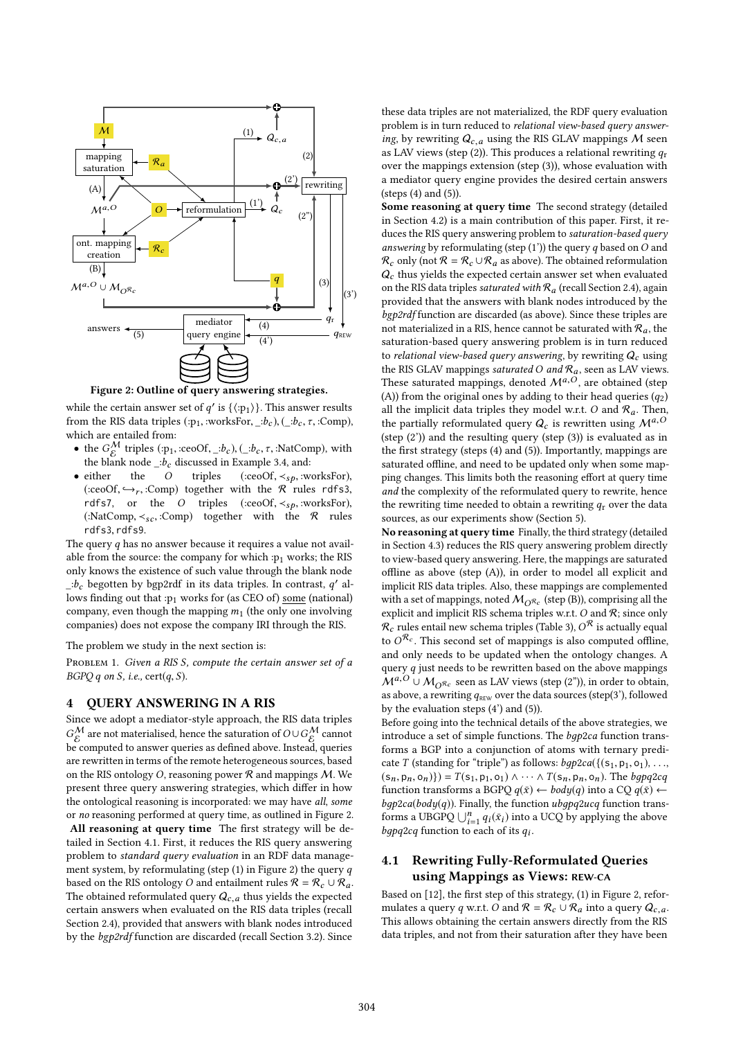Figure 2: Outline of query answering strategies.

while the certain answer set of $q'$ is $\{\langle :\mathrm{p}_1\rangle\}$. This answer results from the RIS data triples $(:\mathrm{p}_1, :\mathrm{worksFor}, \_:b_c)$, $(\_:b_c, \tau, :\mathrm{Comp})$, which are entailed from:

- the $G_{\mathcal{E}}^{\mathcal{M}}$ triples $(:\mathrm{p}_1, :\mathrm{ceoOf}, \_:b_c)$, $(\_:b_c, \tau, :\mathrm{NatComp})$, with the blank node $\_:b_c$ discussed in Example 3.4, and:
- either the $O$ triples $(:\mathrm{ceoOf}, \prec_{sp}, :\mathrm{worksFor})$, $(:\mathrm{ceoOf}, \hookrightarrow_r, :\mathrm{Comp})$ together with the $\mathcal{R}$ rules rdfs3, rdfs7, or the $O$ triples $(:\mathrm{ceoOf}, \prec_{sp}, :\mathrm{worksFor})$, $(:\mathrm{NatComp}, \prec_{sc}, :\mathrm{Comp})$ together with the $\mathcal{R}$ rules rdfs3, rdfs9.

The query $q$ has no answer because it requires a value not available from the source: the company for which $:\mathrm{p}_1$ works; the RIS only knows the existence of such value through the blank node $\_:b_c$ begotten by bgp2rdf in its data triples. In contrast, $q'$ allows finding out that $:\mathrm{p}_1$ works for (as CEO of) some (national) company, even though the mapping $m_1$ (the only one involving companies) does not expose the company IRI through the RIS.

The problem we study in the next section is:

Problem 1. *Given a RIS $S$, compute the certain answer set of a BGPQ $q$ on $S$, i.e.,* $\mathrm{cert}(q, S)$.

## 4 QUERY ANSWERING IN A RIS

Since we adopt a mediator-style approach, the RIS data triples $G_{\mathcal{E}}^{\mathcal{M}}$ are not materialised, hence the saturation of $O \cup G_{\mathcal{E}}^{\mathcal{M}}$ cannot be computed to answer queries as defined above. Instead, queries are rewritten in terms of the remote heterogeneous sources, based on the RIS ontology $O$, reasoning power $\mathcal{R}$ and mappings $\mathcal{M}$. We present three query answering strategies, which differ in how the ontological reasoning is incorporated: we may have *all*, *some* or *no* reasoning performed at query time, as outlined in Figure 2.

**All reasoning at query time** The first strategy will be detailed in Section 4.1. First, it reduces the RIS query answering problem to *standard query evaluation* in an RDF data management system, by reformulating (step (1) in Figure 2) the query $q$ based on the RIS ontology $O$ and entailment rules $\mathcal{R} = \mathcal{R}_c \cup \mathcal{R}_a$. The obtained reformulated query $Q_{c,a}$ thus yields the expected certain answers when evaluated on the RIS data triples (recall Section 2.4), provided that answers with blank nodes introduced by the *bgp2rdf* function are discarded (recall Section 3.2). Since these data triples are not materialized, the RDF query evaluation problem is in turn reduced to *relational view-based query answering*, by rewriting $Q_{c,a}$ using the RIS GLAV mappings $\mathcal{M}$ seen as LAV views (step (2)). This produces a relational rewriting $q_r$ over the mappings extension (step (3)), whose evaluation with a mediator query engine provides the desired certain answers (steps (4) and (5)).

**Some reasoning at query time** The second strategy (detailed in Section 4.2) is a main contribution of this paper. First, it reduces the RIS query answering problem to *saturation-based query answering* by reformulating (step (1')) the query $q$ based on $O$ and $\mathcal{R}_c$ only (not $\mathcal{R} = \mathcal{R}_c \cup \mathcal{R}_a$ as above). The obtained reformulation $Q_c$ thus yields the expected certain answer set when evaluated on the RIS data triples *saturated with* $\mathcal{R}_a$ (recall Section 2.4), again provided that the answers with blank nodes introduced by the *bgp2rdf* function are discarded (as above). Since these triples are not materialized in a RIS, hence cannot be saturated with $\mathcal{R}_a$, the saturation-based query answering problem is in turn reduced to *relational view-based query answering*, by rewriting $Q_c$ using the RIS GLAV mappings *saturated* $O$ *and* $\mathcal{R}_a$, seen as LAV views. These saturated mappings, denoted $\mathcal{M}^{a,O}$, are obtained (step (A)) from the original ones by adding to their head queries ($q_2$) all the implicit data triples they model w.r.t. $O$ and $\mathcal{R}_a$. Then, the partially reformulated query $Q_c$ is rewritten using $\mathcal{M}^{a,O}$ (step (2')) and the resulting query (step (3)) is evaluated as in the first strategy (steps (4) and (5)). Importantly, mappings are saturated offline, and need to be updated only when some mapping changes. This limits both the reasoning effort at query time *and* the complexity of the reformulated query to rewrite, hence the rewriting time needed to obtain a rewriting $q_r$ over the data sources, as our experiments show (Section 5).

**No reasoning at query time** Finally, the third strategy (detailed in Section 4.3) reduces the RIS query answering problem directly to view-based query answering. Here, the mappings are saturated offline as above (step (A)), in order to model all explicit and implicit RIS data triples. Also, these mappings are complemented with a set of mappings, noted $\mathcal{M}_{O^{\mathcal{R}_c}}$ (step (B)), comprising all the explicit and implicit RIS schema triples w.r.t. $O$ and $\mathcal{R}$; since only $\mathcal{R}_c$ rules entail new schema triples (Table 3), $O^{\mathcal{R}}$ is actually equal to $O^{\mathcal{R}_c}$. This second set of mappings is also computed offline, and only needs to be updated when the ontology changes. A query $q$ just needs to be rewritten based on the above mappings $\mathcal{M}^{a,O} \cup \mathcal{M}_{O^{\mathcal{R}_c}}$ seen as LAV views (step (2")), in order to obtain, as above, a rewriting $q_{\text{REW}}$ over the data sources (step(3')), followed by the evaluation steps (4') and (5)).

Before going into the technical details of the above strategies, we introduce a set of simple functions. The *bgp2ca* function transforms a BGP into a conjunction of atoms with ternary predicate $T$ (standing for "triple") as follows: $bgp2ca(\{(\mathrm{s}_1, \mathrm{p}_1, \mathrm{o}_1), \ldots, (\mathrm{s}_n, \mathrm{p}_n, \mathrm{o}_n)\}) = T(\mathrm{s}_1, \mathrm{p}_1, \mathrm{o}_1) \wedge \cdots \wedge T(\mathrm{s}_n, \mathrm{p}_n, \mathrm{o}_n)$. The *bgpq2cq* function transforms a BGPQ $q(\bar{x}) \leftarrow body(q)$ into a CQ $q(\bar{x}) \leftarrow bgp2ca(body(q))$. Finally, the function *ubgpq2ucq* function transforms a UBGPQ $\bigcup_{i=1}^{n} q_i(\bar{x}_i)$ into a UCQ by applying the above *bgpq2cq* function to each of its $q_i$.

### 4.1 Rewriting Fully-Reformulated Queries using Mappings as Views: REW-CA

Based on [12], the first step of this strategy, (1) in Figure 2, reformulates a query $q$ w.r.t. $O$ and $\mathcal{R} = \mathcal{R}_c \cup \mathcal{R}_a$ into a query $Q_{c,a}$. This allows obtaining the certain answers directly from the RIS data triples, and not from their saturation after they have been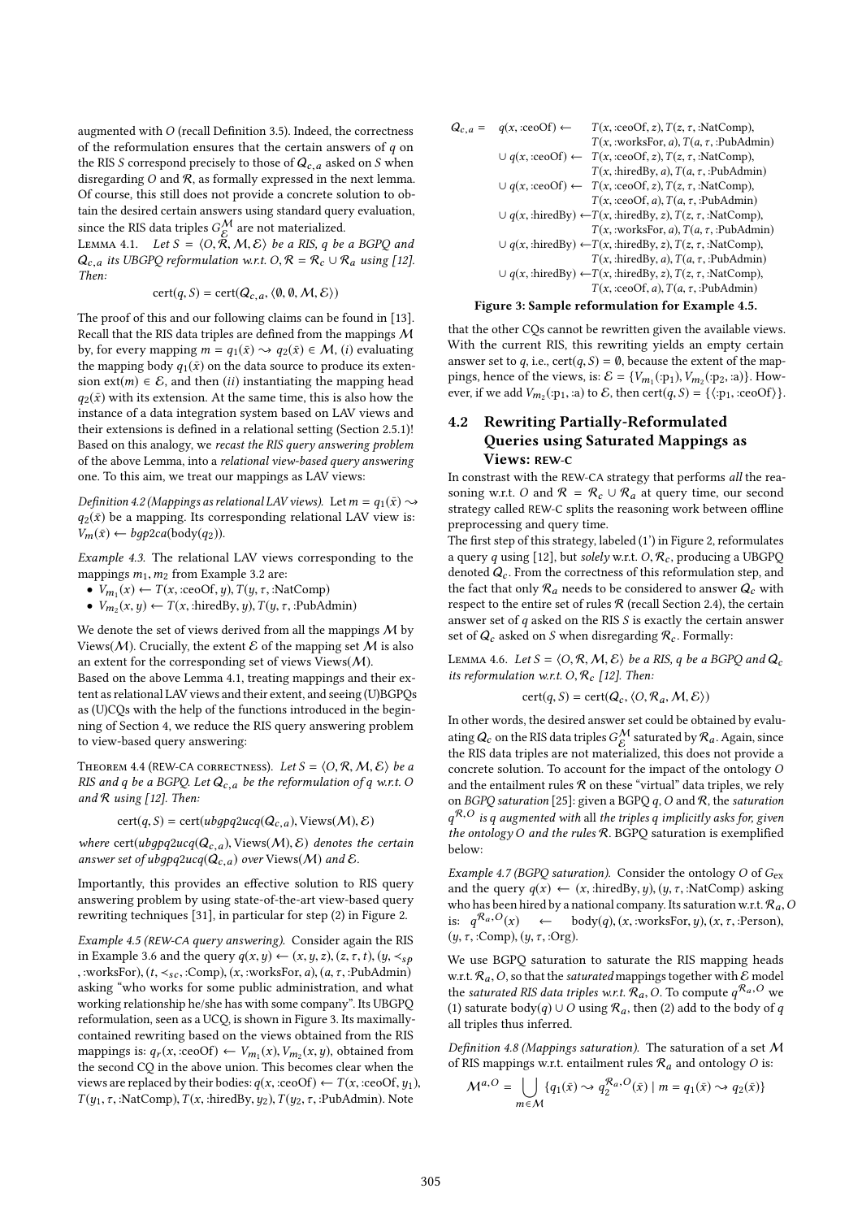augmented with $O$ (recall Definition 3.5). Indeed, the correctness of the reformulation ensures that the certain answers of $q$ on the RIS $S$ correspond precisely to those of $Q_{c,a}$ asked on $S$ when disregarding $O$ and $\mathcal{R}$, as formally expressed in the next lemma. Of course, this still does not provide a concrete solution to obtain the desired certain answers using standard query evaluation, since the RIS data triples $G_{\mathcal{E}}^{\mathcal{M}}$ are not materialized.

Lemma 4.1. *Let $S = \langle O, \mathcal{R}, \mathcal{M}, \mathcal{E} \rangle$ be a RIS, $q$ be a BGPQ and $Q_{c,a}$ its UBGPQ reformulation w.r.t. $O, \mathcal{R} = \mathcal{R}_c \cup \mathcal{R}_a$ using [12]. Then:*

$$\text{cert}(q, S) = \text{cert}(Q_{c,a}, \langle \emptyset, \emptyset, \mathcal{M}, \mathcal{E} \rangle)$$

The proof of this and our following claims can be found in [13]. Recall that the RIS data triples are defined from the mappings $\mathcal{M}$ by, for every mapping $m = q_1(\bar{x}) \rightsquigarrow q_2(\bar{x}) \in \mathcal{M}$, (*i*) evaluating the mapping body $q_1(\bar{x})$ on the data source to produce its extension $\text{ext}(m) \in \mathcal{E}$, and then (*ii*) instantiating the mapping head $q_2(\bar{x})$ with its extension. At the same time, this is also how the instance of a data integration system based on LAV views and their extensions is defined in a relational setting (Section 2.5.1)! Based on this analogy, we *recast the RIS query answering problem* of the above Lemma, into a *relational view-based query answering* one. To this aim, we treat our mappings as LAV views:

*Definition 4.2 (Mappings as relational LAV views).* Let $m = q_1(\bar{x}) \rightsquigarrow q_2(\bar{x})$ be a mapping. Its corresponding relational LAV view is: $V_m(\bar{x}) \leftarrow bgp2ca(\text{body}(q_2))$.

*Example 4.3.* The relational LAV views corresponding to the mappings $m_1, m_2$ from Example 3.2 are:

- $V_{m_1}(x) \leftarrow T(x, \text{:ceoOf}, y), T(y, \tau, \text{:NatComp})$
- $V_{m_2}(x, y) \leftarrow T(x, \text{:hiredBy}, y), T(y, \tau, \text{:PubAdmin})$

We denote the set of views derived from all the mappings $\mathcal{M}$ by Views($\mathcal{M}$). Crucially, the extent $\mathcal{E}$ of the mapping set $\mathcal{M}$ is also an extent for the corresponding set of views Views($\mathcal{M}$).

Based on the above Lemma 4.1, treating mappings and their extent as relational LAV views and their extent, and seeing (U)BGPQs as (U)CQs with the help of the functions introduced in the beginning of Section 4, we reduce the RIS query answering problem to view-based query answering:

Theorem 4.4 (REW-CA correctness). *Let $S = \langle O, \mathcal{R}, \mathcal{M}, \mathcal{E} \rangle$ be a RIS and $q$ be a BGPQ. Let $Q_{c,a}$ be the reformulation of $q$ w.r.t. $O$ and $\mathcal{R}$ using [12]. Then:*

$$\text{cert}(q, S) = \text{cert}(ubgpq2ucq(Q_{c,a}), \text{Views}(\mathcal{M}), \mathcal{E})$$

*where $\text{cert}(ubgpq2ucq(Q_{c,a}), \text{Views}(\mathcal{M}), \mathcal{E})$ denotes the certain answer set of $ubgpq2ucq(Q_{c,a})$ over Views($\mathcal{M}$) and $\mathcal{E}$.*

Importantly, this provides an effective solution to RIS query answering problem by using state-of-the-art view-based query rewriting techniques [31], in particular for step (2) in Figure 2.

*Example 4.5 (REW-CA query answering).* Consider again the RIS in Example 3.6 and the query $q(x, y) \leftarrow (x, y, z), (z, \tau, t), (y, \prec_{sp}, \text{:worksFor}), (t, \prec_{sc}, \text{:Comp}), (x, \text{:worksFor}, a), (a, \tau, \text{:PubAdmin})$ asking "who works for some public administration, and what working relationship he/she has with some company". Its UBGPQ reformulation, seen as a UCQ, is shown in Figure 3. Its maximally-contained rewriting based on the views obtained from the RIS mappings is: $q_r(x, \text{:ceoOf}) \leftarrow V_{m_1}(x), V_{m_2}(x, y)$, obtained from the second CQ in the above union. This becomes clear when the views are replaced by their bodies: $q(x, \text{:ceoOf}) \leftarrow T(x, \text{:ceoOf}, y_1), T(y_1, \tau, \text{:NatComp}), T(x, \text{:hiredBy}, y_2), T(y_2, \tau, \text{:PubAdmin})$. Note

$$
\begin{aligned}
Q_{c,a} = \quad & q(x, \text{:ceoOf}) \leftarrow && T(x, \text{:ceoOf}, z), T(z, \tau, \text{:NatComp}), \\
& && T(x, \text{:worksFor}, a), T(a, \tau, \text{:PubAdmin}) \\
\cup\ & q(x, \text{:ceoOf}) \leftarrow && T(x, \text{:ceoOf}, z), T(z, \tau, \text{:NatComp}), \\
& && T(x, \text{:hiredBy}, a), T(a, \tau, \text{:PubAdmin}) \\
\cup\ & q(x, \text{:ceoOf}) \leftarrow && T(x, \text{:ceoOf}, z), T(z, \tau, \text{:NatComp}), \\
& && T(x, \text{:ceoOf}, a), T(a, \tau, \text{:PubAdmin}) \\
\cup\ & q(x, \text{:hiredBy}) \leftarrow && T(x, \text{:hiredBy}, z), T(z, \tau, \text{:NatComp}), \\
& && T(x, \text{:worksFor}, a), T(a, \tau, \text{:PubAdmin}) \\
\cup\ & q(x, \text{:hiredBy}) \leftarrow && T(x, \text{:hiredBy}, z), T(z, \tau, \text{:NatComp}), \\
& && T(x, \text{:hiredBy}, a), T(a, \tau, \text{:PubAdmin}) \\
\cup\ & q(x, \text{:hiredBy}) \leftarrow && T(x, \text{:hiredBy}, z), T(z, \tau, \text{:NatComp}), \\
& && T(x, \text{:ceoOf}, a), T(a, \tau, \text{:PubAdmin})
\end{aligned}
$$

**Figure 3: Sample reformulation for Example 4.5.**

that the other CQs cannot be rewritten given the available views. With the current RIS, this rewriting yields an empty certain answer set to $q$, i.e., $\text{cert}(q, S) = \emptyset$, because the extent of the mappings, hence of the views, is: $\mathcal{E} = \{V_{m_1}(\text{:p}_1), V_{m_2}(\text{:p}_2, \text{:a})\}$. However, if we add $V_{m_2}(\text{:p}_1, \text{:a})$ to $\mathcal{E}$, then $\text{cert}(q, S) = \{\langle \text{:p}_1, \text{:ceoOf} \rangle\}$.

## 4.2 Rewriting Partially-Reformulated Queries using Saturated Mappings as Views: REW-C

In constrast with the REW-CA strategy that performs *all* the reasoning w.r.t. $O$ and $\mathcal{R} = \mathcal{R}_c \cup \mathcal{R}_a$ at query time, our second strategy called REW-C splits the reasoning work between offline preprocessing and query time.

The first step of this strategy, labeled (1') in Figure 2, reformulates a query $q$ using [12], but *solely* w.r.t. $O, \mathcal{R}_c$, producing a UBGPQ denoted $Q_c$. From the correctness of this reformulation step, and the fact that only $\mathcal{R}_a$ needs to be considered to answer $Q_c$ with respect to the entire set of rules $\mathcal{R}$ (recall Section 2.4), the certain answer set of $q$ asked on the RIS $S$ is exactly the certain answer set of $Q_c$ asked on $S$ when disregarding $\mathcal{R}_c$. Formally:

Lemma 4.6. *Let $S = \langle O, \mathcal{R}, \mathcal{M}, \mathcal{E} \rangle$ be a RIS, $q$ be a BGPQ and $Q_c$ its reformulation w.r.t. $O, \mathcal{R}_c$ [12]. Then:*

$$\text{cert}(q, S) = \text{cert}(Q_c, \langle O, \mathcal{R}_a, \mathcal{M}, \mathcal{E} \rangle)$$

In other words, the desired answer set could be obtained by evaluating $Q_c$ on the RIS data triples $G_{\mathcal{E}}^{\mathcal{M}}$ saturated by $\mathcal{R}_a$. Again, since the RIS data triples are not materialized, this does not provide a concrete solution. To account for the impact of the ontology $O$ and the entailment rules $\mathcal{R}$ on these "virtual" data triples, we rely on *BGPQ saturation* [25]: given a BGPQ $q$, $O$ and $\mathcal{R}$, the *saturation $q^{\mathcal{R},O}$ is $q$ augmented with* all *the triples $q$ implicitly asks for, given the ontology $O$ and the rules $\mathcal{R}$.* BGPQ saturation is exemplified below:

*Example 4.7 (BGPQ saturation).* Consider the ontology $O$ of $G_{\text{ex}}$ and the query $q(x) \leftarrow (x, \text{:hiredBy}, y), (y, \tau, \text{:NatComp})$ asking who has been hired by a national company. Its saturation w.r.t. $\mathcal{R}_a, O$ is: $q^{\mathcal{R}_a,O}(x) \leftarrow \text{body}(q), (x, \text{:worksFor}, y), (x, \tau, \text{:Person}), (y, \tau, \text{:Comp}), (y, \tau, \text{:Org})$.

We use BGPQ saturation to saturate the RIS mapping heads w.r.t. $\mathcal{R}_a, O$, so that the *saturated* mappings together with $\mathcal{E}$ model the *saturated RIS data triples w.r.t.* $\mathcal{R}_a, O$. To compute $q^{\mathcal{R}_a,O}$ we (1) saturate $\text{body}(q) \cup O$ using $\mathcal{R}_a$, then (2) add to the body of $q$ all triples thus inferred.

*Definition 4.8 (Mappings saturation).* The saturation of a set $\mathcal{M}$ of RIS mappings w.r.t. entailment rules $\mathcal{R}_a$ and ontology $O$ is:

$$\mathcal{M}^{a,O} = \bigcup_{m \in \mathcal{M}} \{q_1(\bar{x}) \rightsquigarrow q_2^{\mathcal{R}_a,O}(\bar{x}) \mid m = q_1(\bar{x}) \rightsquigarrow q_2(\bar{x})\}$$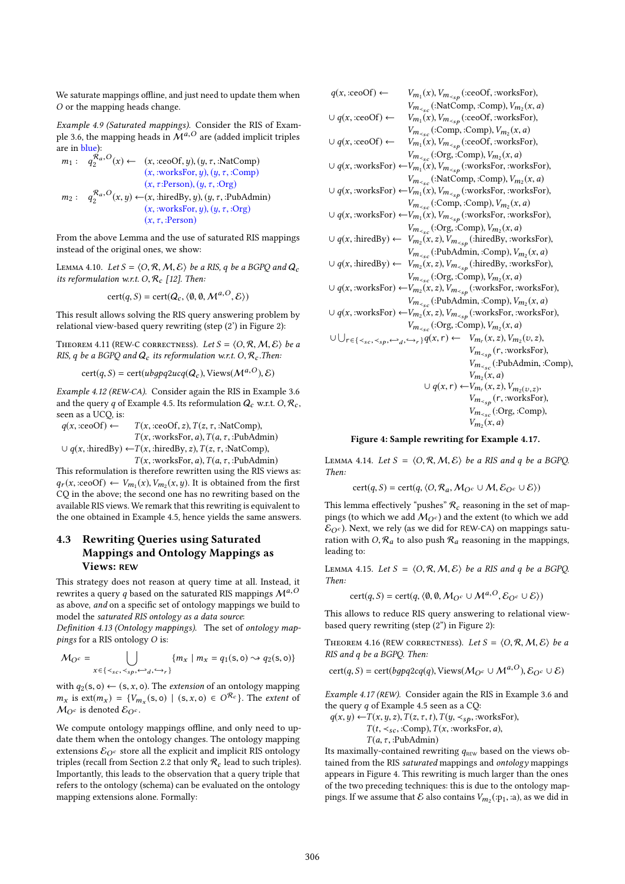We saturate mappings offline, and just need to update them when $O$ or the mapping heads change.

*Example 4.9 (Saturated mappings).* Consider the RIS of Example 3.6, the mapping heads in $\mathcal{M}^{a,O}$ are (added implicit triples are in blue):

$$
\begin{array}{lll}
m_1: & q_2^{\mathcal{R}_a,O}(x) \leftarrow & (x, \text{:ceoOf}, y), (y, \tau, \text{:NatComp}) \\
& & (x, \text{:worksFor}, y), (y, \tau, \text{:Comp}) \\
& & (x, \tau\text{:Person}), (y, \tau, \text{:Org}) \\
m_2: & q_2^{\mathcal{R}_a,O}(x, y) \leftarrow & (x, \text{:hiredBy}, y), (y, \tau, \text{:PubAdmin}) \\
& & (x, \text{:worksFor}, y), (y, \tau, \text{:Org}) \\
& & (x, \tau, \text{:Person})
\end{array}
$$

From the above Lemma and the use of saturated RIS mappings instead of the original ones, we show:

Lemma 4.10. *Let $S = \langle O, \mathcal{R}, \mathcal{M}, \mathcal{E}\rangle$ be a RIS, $q$ be a BGPQ and $Q_c$ its reformulation w.r.t. $O, \mathcal{R}_c$ [12]. Then:*

$$\text{cert}(q, S) = \text{cert}(Q_c, \langle \emptyset, \emptyset, \mathcal{M}^{a,O}, \mathcal{E}\rangle)$$

This result allows solving the RIS query answering problem by relational view-based query rewriting (step (2') in Figure 2):

Theorem 4.11 (REW-C correctness). *Let $S = \langle O, \mathcal{R}, \mathcal{M}, \mathcal{E}\rangle$ be a RIS, $q$ be a BGPQ and $Q_c$ its reformulation w.r.t. $O, \mathcal{R}_c$. Then:*

$$\text{cert}(q, S) = \text{cert}(ubgpq2ucq(Q_c), \text{Views}(\mathcal{M}^{a,O}), \mathcal{E})$$

*Example 4.12 (REW-CA).* Consider again the RIS in Example 3.6 and the query $q$ of Example 4.5. Its reformulation $Q_c$ w.r.t. $O, \mathcal{R}_c$, seen as a UCQ, is:

$$
\begin{array}{ll}
q(x, \text{:ceoOf}) \leftarrow & T(x, \text{:ceoOf}, z), T(z, \tau, \text{:NatComp}), \\
& T(x, \text{:worksFor}, a), T(a, \tau, \text{:PubAdmin}) \\
\cup\ q(x, \text{:hiredBy}) \leftarrow & T(x, \text{:hiredBy}, z), T(z, \tau, \text{:NatComp}), \\
& T(x, \text{:worksFor}, a), T(a, \tau, \text{:PubAdmin})
\end{array}
$$

This reformulation is therefore rewritten using the RIS views as: $q_r(x, \text{:ceoOf}) \leftarrow V_{m_1}(x), V_{m_2}(x, y)$. It is obtained from the first CQ in the above; the second one has no rewriting based on the available RIS views. We remark that this rewriting is equivalent to the one obtained in Example 4.5, hence yields the same answers.

## 4.3 Rewriting Queries using Saturated Mappings and Ontology Mappings as Views: REW

This strategy does not reason at query time at all. Instead, it rewrites a query $q$ based on the saturated RIS mappings $\mathcal{M}^{a,O}$ as above, *and* on a specific set of ontology mappings we build to model the *saturated RIS ontology as a data source*:

*Definition 4.13 (Ontology mappings).* The set of *ontology mappings* for a RIS ontology $O$ is:

$$\mathcal{M}_{O^c} = \bigcup_{x \in \{\prec_{sc}, \prec_{sp}, \hookleftarrow_d, \hookrightarrow_r\}} \{m_x \mid m_x = q_1(\mathsf{s}, \mathsf{o}) \rightsquigarrow q_2(\mathsf{s}, \mathsf{o})\}$$

with $q_2(\mathsf{s}, \mathsf{o}) \leftarrow (\mathsf{s}, x, \mathsf{o})$. The *extension* of an ontology mapping $m_x$ is $\text{ext}(m_x) = \{V_{m_x}(\mathsf{s}, \mathsf{o}) \mid (\mathsf{s}, x, \mathsf{o}) \in O^{\mathcal{R}_c}\}$. The *extent* of $\mathcal{M}_{O^c}$ is denoted $\mathcal{E}_{O^c}$.

We compute ontology mappings offline, and only need to update them when the ontology changes. The ontology mapping extensions $\mathcal{E}_{O^c}$ store all the explicit and implicit RIS ontology triples (recall from Section 2.2 that only $\mathcal{R}_c$ lead to such triples). Importantly, this leads to the observation that a query triple that refers to the ontology (schema) can be evaluated on the ontology mapping extensions alone. Formally:

Lemma 4.14. *Let $S = \langle O, \mathcal{R}, \mathcal{M}, \mathcal{E}\rangle$ be a RIS and $q$ be a BGPQ. Then:*

$$\text{cert}(q, S) = \text{cert}(q, \langle O, \mathcal{R}_a, \mathcal{M}_{O^c} \cup \mathcal{M}, \mathcal{E}_{O^c} \cup \mathcal{E}\rangle)$$

This lemma effectively "pushes" $\mathcal{R}_c$ reasoning in the set of mappings (to which we add $\mathcal{M}_{O^c}$) and the extent (to which we add $\mathcal{E}_{O^c}$). Next, we rely (as we did for REW-CA) on mappings saturation with $O, \mathcal{R}_a$ to also push $\mathcal{R}_a$ reasoning in the mappings, leading to:

Lemma 4.15. *Let $S = \langle O, \mathcal{R}, \mathcal{M}, \mathcal{E}\rangle$ be a RIS and $q$ be a BGPQ. Then:*

$$\text{cert}(q, S) = \text{cert}(q, \langle \emptyset, \emptyset, \mathcal{M}_{O^c} \cup \mathcal{M}^{a,O}, \mathcal{E}_{O^c} \cup \mathcal{E}\rangle)$$

This allows to reduce RIS query answering to relational view-based query rewriting (step (2") in Figure 2):

Theorem 4.16 (REW correctness). *Let $S = \langle O, \mathcal{R}, \mathcal{M}, \mathcal{E}\rangle$ be a RIS and $q$ be a BGPQ. Then:*

$$\text{cert}(q, S) = \text{cert}(bgpq2cq(q), \text{Views}(\mathcal{M}_{O^c} \cup \mathcal{M}^{a,O}), \mathcal{E}_{O^c} \cup \mathcal{E})$$

*Example 4.17 (REW).* Consider again the RIS in Example 3.6 and the query $q$ of Example 4.5 seen as a CQ:

$$
\begin{array}{ll}
q(x, y) \leftarrow & T(x, y, z), T(z, \tau, t), T(y, \prec_{sp}, \text{:worksFor}), \\
& T(t, \prec_{sc}, \text{:Comp}), T(x, \text{:worksFor}, a), \\
& T(a, \tau, \text{:PubAdmin})
\end{array}
$$

Its maximally-contained rewriting $q_{\text{REW}}$ based on the views obtained from the RIS *saturated* mappings and *ontology* mappings appears in Figure 4. This rewriting is much larger than the ones of the two preceding techniques: this is due to the ontology mappings. If we assume that $\mathcal{E}$ also contains $V_{m_2}(\text{:p}_1, \text{:a})$, as we did in

$$
\begin{array}{ll}
q(x, \text{:ceoOf}) \leftarrow & V_{m_1}(x), V_{m_{\prec_{sp}}}(\text{:ceoOf}, \text{:worksFor}), \\
& V_{m_{\prec_{sc}}}(\text{:NatComp}, \text{:Comp}), V_{m_2}(x, a) \\
\cup\ q(x, \text{:ceoOf}) \leftarrow & V_{m_1}(x), V_{m_{\prec_{sp}}}(\text{:ceoOf}, \text{:worksFor}), \\
& V_{m_{\prec_{sc}}}(\text{:Comp}, \text{:Comp}), V_{m_2}(x, a) \\
\cup\ q(x, \text{:ceoOf}) \leftarrow & V_{m_1}(x), V_{m_{\prec_{sp}}}(\text{:ceoOf}, \text{:worksFor}), \\
& V_{m_{\prec_{sc}}}(\text{:Org}, \text{:Comp}), V_{m_2}(x, a) \\
\cup\ q(x, \text{:worksFor}) \leftarrow & V_{m_1}(x), V_{m_{\prec_{sp}}}(\text{:worksFor}, \text{:worksFor}), \\
& V_{m_{\prec_{sc}}}(\text{:NatComp}, \text{:Comp}), V_{m_2}(x, a) \\
\cup\ q(x, \text{:worksFor}) \leftarrow & V_{m_1}(x), V_{m_{\prec_{sp}}}(\text{:worksFor}, \text{:worksFor}), \\
& V_{m_{\prec_{sc}}}(\text{:Comp}, \text{:Comp}), V_{m_2}(x, a) \\
\cup\ q(x, \text{:worksFor}) \leftarrow & V_{m_1}(x), V_{m_{\prec_{sp}}}(\text{:worksFor}, \text{:worksFor}), \\
& V_{m_{\prec_{sc}}}(\text{:Org}, \text{:Comp}), V_{m_2}(x, a) \\
\cup\ q(x, \text{:hiredBy}) \leftarrow & V_{m_2}(x, z), V_{m_{\prec_{sp}}}(\text{:hiredBy}, \text{:worksFor}), \\
& V_{m_{\prec_{sc}}}(\text{:PubAdmin}, \text{:Comp}), V_{m_2}(x, a) \\
\cup\ q(x, \text{:hiredBy}) \leftarrow & V_{m_2}(x, z), V_{m_{\prec_{sp}}}(\text{:hiredBy}, \text{:worksFor}), \\
& V_{m_{\prec_{sc}}}(\text{:Org}, \text{:Comp}), V_{m_2}(x, a) \\
\cup\ q(x, \text{:worksFor}) \leftarrow & V_{m_2}(x, z), V_{m_{\prec_{sp}}}(\text{:worksFor}, \text{:worksFor}), \\
& V_{m_{\prec_{sc}}}(\text{:PubAdmin}, \text{:Comp}), V_{m_2}(x, a) \\
\cup\ q(x, \text{:worksFor}) \leftarrow & V_{m_2}(x, z), V_{m_{\prec_{sp}}}(\text{:worksFor}, \text{:worksFor}), \\
& V_{m_{\prec_{sc}}}(\text{:Org}, \text{:Comp}), V_{m_2}(x, a) \\
\cup \bigcup_{\mathsf{r} \in \{\prec_{sc}, \prec_{sp}, \hookleftarrow_d, \hookrightarrow_r\}} q(x, \mathsf{r}) \leftarrow & V_{m_\mathsf{r}}(x, z), V_{m_2}(v, z), \\
& V_{m_{\prec_{sp}}}(\mathsf{r}, \text{:worksFor}), \\
& V_{m_{\prec_{sc}}}(\text{:PubAdmin}, \text{:Comp}), \\
& V_{m_2}(x, a) \\
\qquad \cup\ q(x, \mathsf{r}) \leftarrow & V_{m_\mathsf{r}}(x, z), V_{m_2}(v, z), \\
& V_{m_{\prec_{sp}}}(\mathsf{r}, \text{:worksFor}), \\
& V_{m_{\prec_{sc}}}(\text{:Org}, \text{:Comp}), \\
& V_{m_2}(x, a)
\end{array}
$$

**Figure 4: Sample rewriting for Example 4.17.**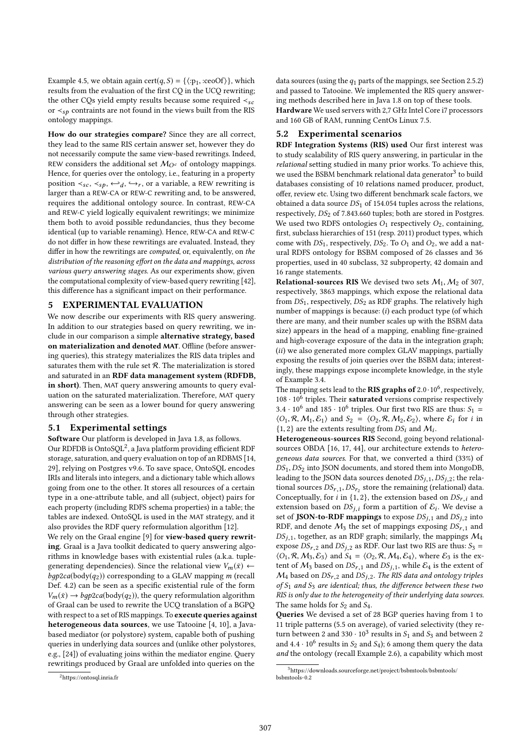Example 4.5, we obtain again $\text{cert}(q, S) = \{\langle :\text{p}_1, :\text{ceoOf}\rangle\}$, which results from the evaluation of the first CQ in the UCQ rewriting; the other CQs yield empty results because some required $\prec_{sc}$ or $\prec_{sp}$ contraints are not found in the views built from the RIS ontology mappings.

**How do our strategies compare?** Since they are all correct, they lead to the same RIS certain answer set, however they do not necessarily compute the same view-based rewritings. Indeed, REW considers the additional set $\mathcal{M}_{O^c}$ of ontology mappings. Hence, for queries over the ontology, i.e., featuring in a property position $\prec_{sc}$, $\prec_{sp}$, $\hookleftarrow_d$, $\hookrightarrow_r$, or a variable, a REW rewriting is larger than a REW-CA or REW-C rewriting and, to be answered, requires the additional ontology source. In contrast, REW-CA and REW-C yield logically equivalent rewritings; we minimize them both to avoid possible redundancies, thus they become identical (up to variable renaming). Hence, REW-CA and REW-C do not differ in how these rewritings are evaluated. Instead, they differ in how the rewritings are *computed*, or, equivalently, on *the distribution of the reasoning effort on the data and mappings, across various query answering stages*. As our experiments show, given the computational complexity of view-based query rewriting [42], this difference has a significant impact on their performance.

# 5 EXPERIMENTAL EVALUATION

We now describe our experiments with RIS query answering. In addition to our strategies based on query rewriting, we include in our comparison a simple **alternative strategy, based on materialization and denoted MAT**. Offline (before answering queries), this strategy materializes the RIS data triples and saturates them with the rule set $\mathcal{R}$. The materialization is stored and saturated in an **RDF data management system (RDFDB, in short)**. Then, MAT query answering amounts to query evaluation on the saturated materialization. Therefore, MAT query answering can be seen as a lower bound for query answering through other strategies.

## 5.1 Experimental settings

**Software** Our platform is developed in Java 1.8, as follows.

Our RDFDB is OntoSQL[2], a Java platform providing efficient RDF storage, saturation, and query evaluation on top of an RDBMS [14, 29], relying on Postgres v9.6. To save space, OntoSQL encodes IRIs and literals into integers, and a dictionary table which allows going from one to the other. It stores all resources of a certain type in a one-attribute table, and all (subject, object) pairs for each property (including RDFS schema properties) in a table; the tables are indexed. OntoSQL is used in the MAT strategy, and it also provides the RDF query reformulation algorithm [12].

We rely on the Graal engine [9] for **view-based query rewriting**. Graal is a Java toolkit dedicated to query answering algorithms in knowledge bases with existential rules (a.k.a. tuple-generating dependencies). Since the relational view $V_m(\bar{x}) \leftarrow bgp2ca(\text{body}(q_2))$ corresponding to a GLAV mapping $m$ (recall Def. 4.2) can be seen as a specific existential rule of the form $V_m(\bar{x}) \rightarrow bgp2ca(\text{body}(q_2))$, the query reformulation algorithm of Graal can be used to rewrite the UCQ translation of a BGPQ with respect to a set of RIS mappings. To **execute queries against heterogeneous data sources**, we use Tatooine [4, 10], a Java-based mediator (or polystore) system, capable both of pushing queries in underlying data sources and (unlike other polystores, e.g., [24]) of evaluating joins within the mediator engine. Query rewritings produced by Graal are unfolded into queries on the data sources (using the $q_1$ parts of the mappings, see Section 2.5.2) and passed to Tatooine. We implemented the RIS query answering methods described here in Java 1.8 on top of these tools.

**Hardware** We used servers with 2,7 GHz Intel Core i7 processors and 160 GB of RAM, running CentOs Linux 7.5.

## 5.2 Experimental scenarios

**RDF Integration Systems (RIS) used** Our first interest was to study scalability of RIS query answering, in particular in the *relational* setting studied in many prior works. To achieve this, we used the BSBM benchmark relational data generator[3] to build databases consisting of 10 relations named producer, product, offer, review etc. Using two different benchmark scale factors, we obtained a data source $DS_1$ of 154.054 tuples across the relations, respectively, $DS_2$ of 7.843.660 tuples; both are stored in Postgres. We used two RDFS ontologies $O_1$ respectively $O_2$, containing, first, subclass hierarchies of 151 (resp. 2011) product types, which come with $DS_1$, respectively, $DS_2$. To $O_1$ and $O_2$, we add a natural RDFS ontology for BSBM composed of 26 classes and 36 properties, used in 40 subclass, 32 subproperty, 42 domain and 16 range statements.

**Relational-sources RIS** We devised two sets $\mathcal{M}_1, \mathcal{M}_2$ of 307, respectively, 3863 mappings, which expose the relational data from $DS_1$, respectively, $DS_2$ as RDF graphs. The relatively high number of mappings is because: (*i*) each product type (of which there are many, and their number scales up with the BSBM data size) appears in the head of a mapping, enabling fine-grained and high-coverage exposure of the data in the integration graph; (*ii*) we also generated more complex GLAV mappings, partially exposing the results of join queries over the BSBM data; interestingly, these mappings expose incomplete knowledge, in the style of Example 3.4.

The mapping sets lead to the **RIS graphs of** $2.0 \cdot 10^6$, respectively, $108 \cdot 10^6$ triples. Their **saturated** versions comprise respectively $3.4 \cdot 10^6$ and $185 \cdot 10^6$ triples. Our first two RIS are thus: $S_1 = \langle O_1, \mathcal{R}, \mathcal{M}_1, \mathcal{E}_1\rangle$ and $S_2 = \langle O_2, \mathcal{R}, \mathcal{M}_2, \mathcal{E}_2\rangle$, where $\mathcal{E}_i$ for $i$ in $\{1, 2\}$ are the extents resulting from $DS_i$ and $\mathcal{M}_i$.

**Heterogeneous-sources RIS** Second, going beyond relational-sources OBDA [16, 17, 44], our architecture extends to *heterogeneous data sources*. For that, we converted a third (33%) of $DS_1, DS_2$ into JSON documents, and stored them into MongoDB, leading to the JSON data sources denoted $DS_{j,1}, DS_{j,2}$; the relational sources $DS_{r,1}, DS_{r_2}$ store the remaining (relational) data. Conceptually, for $i$ in $\{1, 2\}$, the extension based on $DS_{r,i}$ and extension based on $DS_{j,i}$ form a partition of $\mathcal{E}_i$. We devise a set of **JSON-to-RDF mappings** to expose $DS_{j,1}$ and $DS_{j,2}$ into RDF, and denote $\mathcal{M}_3$ the set of mappings exposing $DS_{r,1}$ and $DS_{j,1}$, together, as an RDF graph; similarly, the mappings $\mathcal{M}_4$ expose $DS_{r,2}$ and $DS_{j,2}$ as RDF. Our last two RIS are thus: $S_3 = \langle O_1, \mathcal{R}, \mathcal{M}_3, \mathcal{E}_3\rangle$ and $S_4 = \langle O_2, \mathcal{R}, \mathcal{M}_4, \mathcal{E}_4\rangle$, where $\mathcal{E}_3$ is the extent of $\mathcal{M}_3$ based on $DS_{r,1}$ and $DS_{j,1}$, while $\mathcal{E}_4$ is the extent of $\mathcal{M}_4$ based on $DS_{r,2}$ and $DS_{j,2}$. *The RIS data and ontology triples of $S_1$ and $S_3$ are identical; thus, the difference between these two RIS is only due to the heterogeneity of their underlying data sources.* The same holds for $S_2$ and $S_4$.

**Queries** We devised a set of 28 BGP queries having from 1 to 11 triple patterns (5.5 on average), of varied selectivity (they return between 2 and $330 \cdot 10^3$ results in $S_1$ and $S_3$ and between 2 and $4.4 \cdot 10^6$ results in $S_2$ and $S_4$); 6 among them query the data *and* the ontology (recall Example 2.6), a capability which most

[2] https://ontosql.inria.fr

[3] https://downloads.sourceforge.net/project/bsbmtools/bsbmtools/bsbmtools-0.2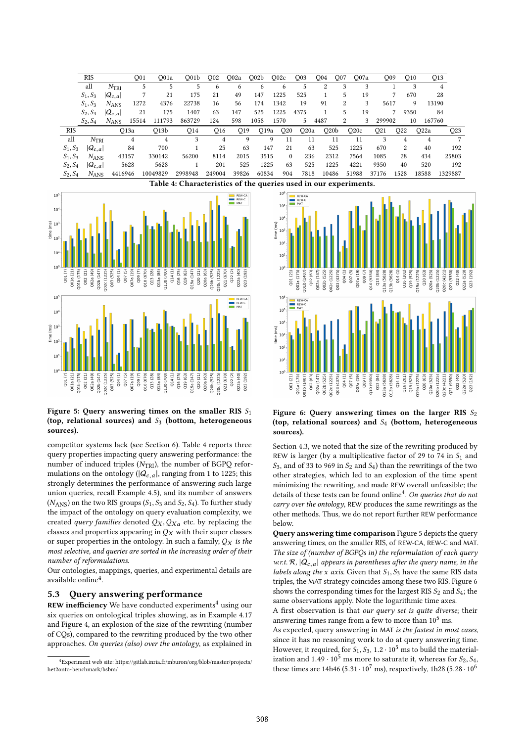| RIS | | Q01 | Q01a | Q01b | Q02 | Q02a | Q02b | Q02c | Q03 | Q04 | Q07 | Q07a | Q09 | Q10 | Q13 |
|---|---|---|---|---|---|---|---|---|---|---|---|---|---|---|---|
| all | $N_{\text{TRI}}$ | 5 | 5 | 5 | 6 | 6 | 6 | 6 | 5 | 2 | 3 | 3 | 1 | 3 | 4 |
| $S_1, S_3$ | $\lvert\mathcal{Q}_{c,a}\rvert$ | 7 | 21 | 175 | 21 | 49 | 147 | 1225 | 525 | 1 | 5 | 19 | 7 | 670 | 28 |
| $S_1, S_3$ | $N_{\text{ANS}}$ | 1272 | 4376 | 22738 | 16 | 56 | 174 | 1342 | 19 | 91 | 2 | 3 | 5617 | 9 | 13190 |
| $S_2, S_4$ | $\lvert\mathcal{Q}_{c,a}\rvert$ | 21 | 175 | 1407 | 63 | 147 | 525 | 1225 | 4375 | 1 | 5 | 19 | 7 | 9350 | 84 |
| $S_2, S_4$ | $N_{\text{ANS}}$ | 15514 | 111793 | 863729 | 124 | 598 | 1058 | 1570 | 5 | 4487 | 2 | 3 | 299902 | 10 | 167760 |

| RIS | | Q13a | Q13b | Q14 | Q16 | Q19 | Q19a | Q20 | Q20a | Q20b | Q20c | Q21 | Q22 | Q22a | Q23 |
|---|---|---|---|---|---|---|---|---|---|---|---|---|---|---|---|
| all | $N_{\text{TRI}}$ | 4 | 4 | 3 | 4 | 9 | 9 | 11 | 11 | 11 | 11 | 3 | 4 | 4 | 7 |
| $S_1, S_3$ | $\lvert\mathcal{Q}_{c,a}\rvert$ | 84 | 700 | 1 | 25 | 63 | 147 | 21 | 63 | 525 | 1225 | 670 | 2 | 40 | 192 |
| $S_1, S_3$ | $N_{\text{ANS}}$ | 43157 | 330142 | 56200 | 8114 | 2015 | 3515 | 0 | 236 | 2312 | 7564 | 1085 | 28 | 434 | 25803 |
| $S_2, S_4$ | $\lvert\mathcal{Q}_{c,a}\rvert$ | 5628 | 5628 | 1 | 201 | 525 | 1225 | 63 | 525 | 1225 | 4221 | 9350 | 40 | 520 | 192 |
| $S_2, S_4$ | $N_{\text{ANS}}$ | 4416946 | 10049829 | 2998948 | 249004 | 39826 | 60834 | 904 | 7818 | 10486 | 51988 | 37176 | 1528 | 18588 | 1329887 |

**Table 4: Characteristics of the queries used in our experiments.**

**Figure 5: Query answering times on the smaller RIS $S_1$ (top, relational sources) and $S_3$ (bottom, heterogeneous sources).**

**Figure 6: Query answering times on the larger RIS $S_2$ (top, relational sources) and $S_4$ (bottom, heterogeneous sources).**

competitor systems lack (see Section 6). Table 4 reports three query properties impacting query answering performance: the number of induced triples ($N_{\text{TRI}}$), the number of BGPQ reformulations on the ontology ($|\mathcal{Q}_{c,a}|$, ranging from 1 to 1225; this strongly determines the performance of answering such large union queries, recall Example 4.5), and its number of answers ($N_{\text{ANS}}$) on the two RIS groups ($S_1, S_3$ and $S_2, S_4$). To further study the impact of the ontology on query evaluation complexity, we created *query families* denoted $Q_X, Q_{Xa}$ etc. by replacing the classes and properties appearing in $Q_X$ with their super classes or super properties in the ontology. In such a family, $Q_X$ *is the most selective, and queries are sorted in the increasing order of their number of reformulations.*

Our ontologies, mappings, queries, and experimental details are available online[4].

## 5.3 Query answering performance

**REW inefficiency** We have conducted experiments[4] using our six queries on ontological triples showing, as in Example 4.17 and Figure 4, an explosion of the size of the rewriting (number of CQs), compared to the rewriting produced by the two other approaches. *On queries (also) over the ontology*, as explained in Section 4.3, we noted that the size of the rewriting produced by REW is larger (by a multiplicative factor of 29 to 74 in $S_1$ and $S_3$, and of 33 to 969 in $S_2$ and $S_4$) than the rewritings of the two other strategies, which led to an explosion of the time spent minimizing the rewriting, and made REW overall unfeasible; the details of these tests can be found online[4]. *On queries that do not carry over the ontology*, REW produces the same rewritings as the other methods. Thus, we do not report further REW performance below.

**Query answering time comparison** Figure 5 depicts the query answering times, on the smaller RIS, of REW-CA, REW-C and MAT. *The size of (number of BGPQs in) the reformulation of each query w.r.t.* $\mathcal{R}$, $|\mathcal{Q}_{c,a}|$ *appears in parentheses after the query name, in the labels along the x axis.* Given that $S_1, S_3$ have the same RIS data triples, the MAT strategy coincides among these two RIS. Figure 6 shows the corresponding times for the largest RIS $S_2$ and $S_4$; the same observations apply. Note the logarithmic time axes.

A first observation is that *our query set is quite diverse*; their answering times range from a few to more than $10^5$ ms.

As expected, query answering in MAT *is the fastest in most cases*, since it has no reasoning work to do at query answering time. However, it required, for $S_1, S_3$, $1.2 \cdot 10^5$ ms to build the materialization and $1.49 \cdot 10^5$ ms more to saturate it, whereas for $S_2, S_4$, these times are 14h46 ($5.31 \cdot 10^7$ ms), respectively, 1h28 ($5.28 \cdot 10^6$

[4] Experiment web site: https://gitlab.inria.fr/mburon/org/blob/master/projects/het2onto-benchmark/bsbm/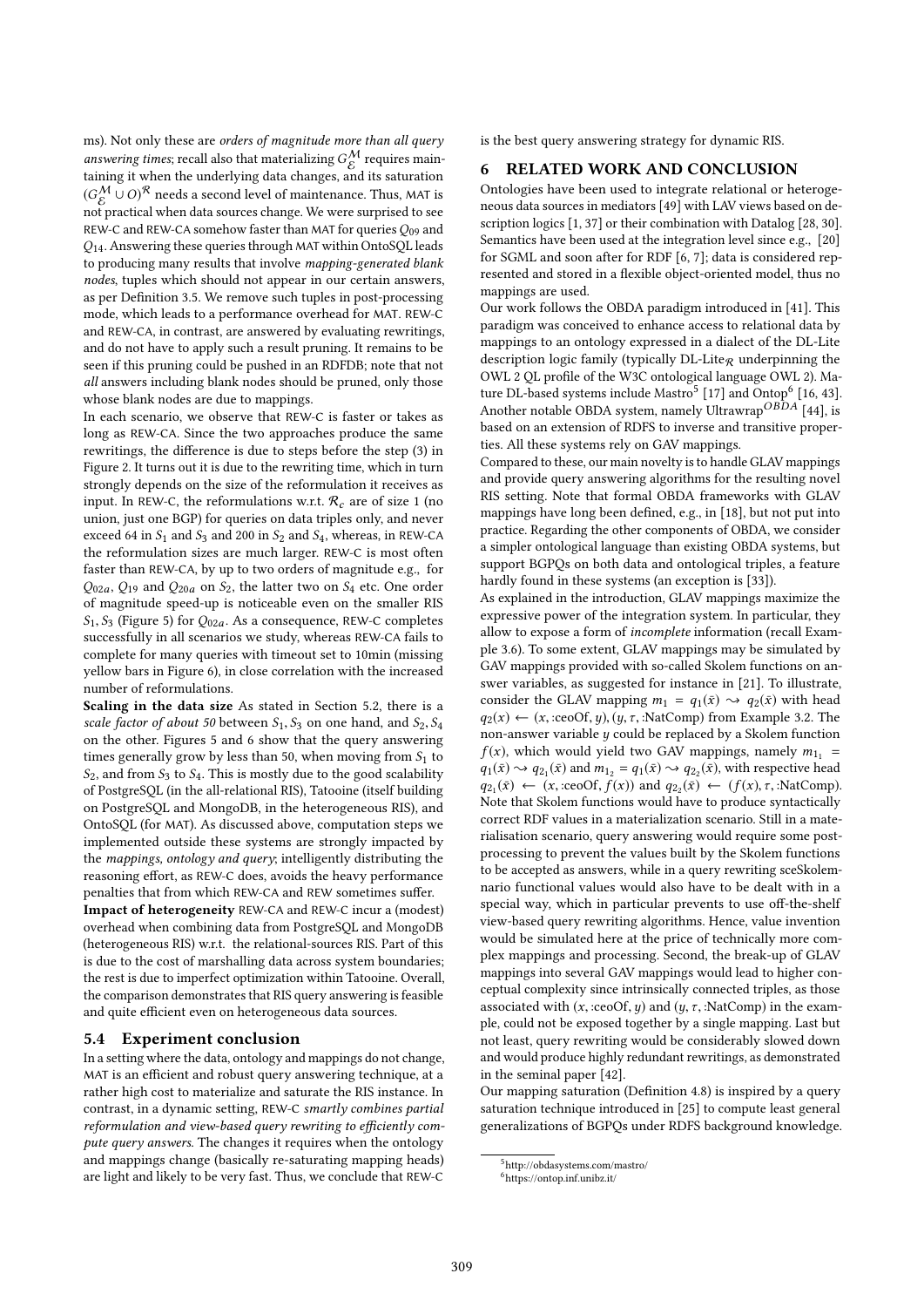ms). Not only these are *orders of magnitude more than all query answering times*; recall also that materializing $G_{\mathcal{E}}^{\mathcal{M}}$ requires maintaining it when the underlying data changes, and its saturation $(G_{\mathcal{E}}^{\mathcal{M}} \cup O)^{\mathcal{R}}$ needs a second level of maintenance. Thus, MAT is not practical when data sources change. We were surprised to see REW-C and REW-CA somehow faster than MAT for queries $Q_{09}$ and $Q_{14}$. Answering these queries through MAT within OntoSQL leads to producing many results that involve *mapping-generated blank nodes*, tuples which should not appear in our certain answers, as per Definition 3.5. We remove such tuples in post-processing mode, which leads to a performance overhead for MAT. REW-C and REW-CA, in contrast, are answered by evaluating rewritings, and do not have to apply such a result pruning. It remains to be seen if this pruning could be pushed in an RDFDB; note that not *all* answers including blank nodes should be pruned, only those whose blank nodes are due to mappings.

In each scenario, we observe that REW-C is faster or takes as long as REW-CA. Since the two approaches produce the same rewritings, the difference is due to steps before the step (3) in Figure 2. It turns out it is due to the rewriting time, which in turn strongly depends on the size of the reformulation it receives as input. In REW-C, the reformulations w.r.t. $\mathcal{R}_c$ are of size 1 (no union, just one BGP) for queries on data triples only, and never exceed 64 in $S_1$ and $S_3$ and 200 in $S_2$ and $S_4$, whereas, in REW-CA the reformulation sizes are much larger. REW-C is most often faster than REW-CA, by up to two orders of magnitude e.g., for $Q_{02a}$, $Q_{19}$ and $Q_{20a}$ on $S_2$, the latter two on $S_4$ etc. One order of magnitude speed-up is noticeable even on the smaller RIS $S_1, S_3$ (Figure 5) for $Q_{02a}$. As a consequence, REW-C completes successfully in all scenarios we study, whereas REW-CA fails to complete for many queries with timeout set to 10min (missing yellow bars in Figure 6), in close correlation with the increased number of reformulations.

**Scaling in the data size** As stated in Section 5.2, there is a *scale factor of about 50* between $S_1, S_3$ on one hand, and $S_2, S_4$ on the other. Figures 5 and 6 show that the query answering times generally grow by less than 50, when moving from $S_1$ to $S_2$, and from $S_3$ to $S_4$. This is mostly due to the good scalability of PostgreSQL (in the all-relational RIS), Tatooine (itself building on PostgreSQL and MongoDB, in the heterogeneous RIS), and OntoSQL (for MAT). As discussed above, computation steps we implemented outside these systems are strongly impacted by the *mappings, ontology and query*; intelligently distributing the reasoning effort, as REW-C does, avoids the heavy performance penalties that from which REW-CA and REW sometimes suffer.

**Impact of heterogeneity** REW-CA and REW-C incur a (modest) overhead when combining data from PostgreSQL and MongoDB (heterogeneous RIS) w.r.t. the relational-sources RIS. Part of this is due to the cost of marshalling data across system boundaries; the rest is due to imperfect optimization within Tatooine. Overall, the comparison demonstrates that RIS query answering is feasible and quite efficient even on heterogeneous data sources.

## 5.4 Experiment conclusion

In a setting where the data, ontology and mappings do not change, MAT is an efficient and robust query answering technique, at a rather high cost to materialize and saturate the RIS instance. In contrast, in a dynamic setting, REW-C *smartly combines partial reformulation and view-based query rewriting to efficiently compute query answers*. The changes it requires when the ontology and mappings change (basically re-saturating mapping heads) are light and likely to be very fast. Thus, we conclude that REW-C is the best query answering strategy for dynamic RIS.

# 6 RELATED WORK AND CONCLUSION

Ontologies have been used to integrate relational or heterogeneous data sources in mediators [49] with LAV views based on description logics [1, 37] or their combination with Datalog [28, 30]. Semantics have been used at the integration level since e.g., [20] for SGML and soon after for RDF [6, 7]; data is considered represented and stored in a flexible object-oriented model, thus no mappings are used.

Our work follows the OBDA paradigm introduced in [41]. This paradigm was conceived to enhance access to relational data by mappings to an ontology expressed in a dialect of the DL-Lite description logic family (typically DL-Lite$_{\mathcal{R}}$ underpinning the OWL 2 QL profile of the W3C ontological language OWL 2). Mature DL-based systems include Mastro[5] [17] and Ontop[6] [16, 43]. Another notable OBDA system, namely Ultrawrap$^{OBDA}$ [44], is based on an extension of RDFS to inverse and transitive properties. All these systems rely on GAV mappings.

Compared to these, our main novelty is to handle GLAV mappings and provide query answering algorithms for the resulting novel RIS setting. Note that formal OBDA frameworks with GLAV mappings have long been defined, e.g., in [18], but not put into practice. Regarding the other components of OBDA, we consider a simpler ontological language than existing OBDA systems, but support BGPQs on both data and ontological triples, a feature hardly found in these systems (an exception is [33]).

As explained in the introduction, GLAV mappings maximize the expressive power of the integration system. In particular, they allow to expose a form of *incomplete* information (recall Example 3.6). To some extent, GLAV mappings may be simulated by GAV mappings provided with so-called Skolem functions on answer variables, as suggested for instance in [21]. To illustrate, consider the GLAV mapping $m_1 = q_1(\bar{x}) \rightsquigarrow q_2(\bar{x})$ with head $q_2(x) \leftarrow (x, \text{:ceoOf}, y), (y, \tau, \text{:NatComp})$ from Example 3.2. The non-answer variable $y$ could be replaced by a Skolem function $f(x)$, which would yield two GAV mappings, namely $m_{1_1} = q_1(\bar{x}) \rightsquigarrow q_{2_1}(\bar{x})$ and $m_{1_2} = q_1(\bar{x}) \rightsquigarrow q_{2_2}(\bar{x})$, with respective head $q_{2_1}(\bar{x}) \leftarrow (x, \text{:ceoOf}, f(x))$ and $q_{2_2}(\bar{x}) \leftarrow (f(x), \tau, \text{:NatComp})$. Note that Skolem functions would have to produce syntactically correct RDF values in a materialization scenario. Still in a materialisation scenario, query answering would require some post-processing to prevent the values built by the Skolem functions to be accepted as answers, while in a query rewriting sceSkolemnario functional values would also have to be dealt with in a special way, which in particular prevents to use off-the-shelf view-based query rewriting algorithms. Hence, value invention would be simulated here at the price of technically more complex mappings and processing. Second, the break-up of GLAV mappings into several GAV mappings would lead to higher conceptual complexity since intrinsically connected triples, as those associated with $(x, \text{:ceoOf}, y)$ and $(y, \tau, \text{:NatComp})$ in the example, could not be exposed together by a single mapping. Last but not least, query rewriting would be considerably slowed down and would produce highly redundant rewritings, as demonstrated in the seminal paper [42].

Our mapping saturation (Definition 4.8) is inspired by a query saturation technique introduced in [25] to compute least general generalizations of BGPQs under RDFS background knowledge.

[5] http://obdasystems.com/mastro/

[6] https://ontop.inf.unibz.it/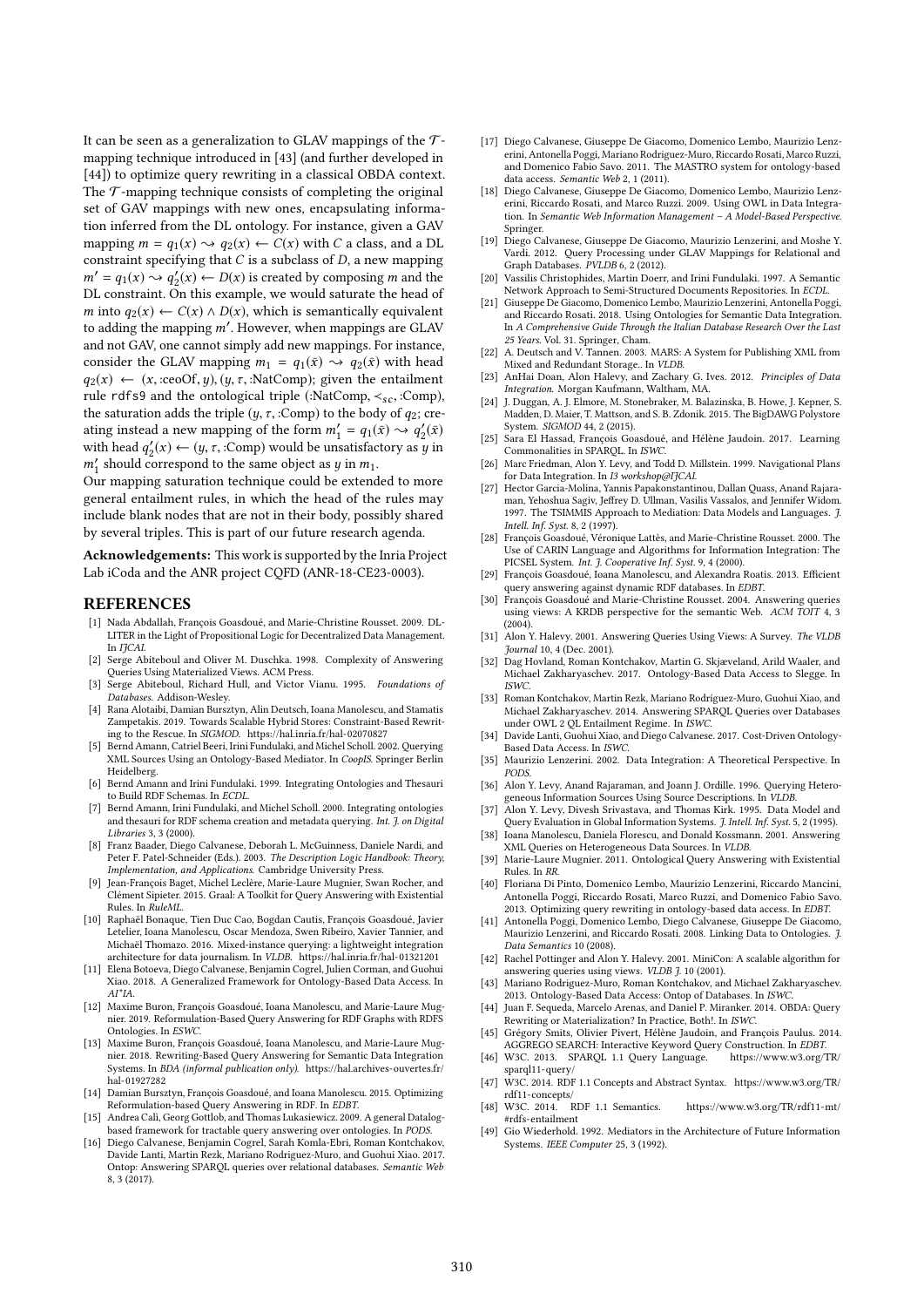It can be seen as a generalization to GLAV mappings of the $\mathcal{T}$-mapping technique introduced in [43] (and further developed in [44]) to optimize query rewriting in a classical OBDA context. The $\mathcal{T}$-mapping technique consists of completing the original set of GAV mappings with new ones, encapsulating information inferred from the DL ontology. For instance, given a GAV mapping $m = q_1(x) \rightsquigarrow q_2(x) \leftarrow C(x)$ with $C$ a class, and a DL constraint specifying that $C$ is a subclass of $D$, a new mapping $m' = q_1(x) \rightsquigarrow q_2'(x) \leftarrow D(x)$ is created by composing $m$ and the DL constraint. On this example, we would saturate the head of $m$ into $q_2(x) \leftarrow C(x) \wedge D(x)$, which is semantically equivalent to adding the mapping $m'$. However, when mappings are GLAV and not GAV, one cannot simply add new mappings. For instance, consider the GLAV mapping $m_1 = q_1(\bar{x}) \rightsquigarrow q_2(\bar{x})$ with head $q_2(x) \leftarrow (x, \text{:ceoOf}, y), (y, \tau, \text{:NatComp})$; given the entailment rule rdfs9 and the ontological triple $(\text{:NatComp}, \prec_{sc}, \text{:Comp})$, the saturation adds the triple $(y, \tau, \text{:Comp})$ to the body of $q_2$; creating instead a new mapping of the form $m_1' = q_1(\bar{x}) \rightsquigarrow q_2'(\bar{x})$ with head $q_2'(x) \leftarrow (y, \tau, \text{:Comp})$ would be unsatisfactory as $y$ in $m_1'$ should correspond to the same object as $y$ in $m_1$.

Our mapping saturation technique could be extended to more general entailment rules, in which the head of the rules may include blank nodes that are not in their body, possibly shared by several triples. This is part of our future research agenda.

**Acknowledgements:** This work is supported by the Inria Project Lab iCoda and the ANR project CQFD (ANR-18-CE23-0003).

## REFERENCES

[1] Nada Abdallah, François Goasdoué, and Marie-Christine Rousset. 2009. DL-LITER in the Light of Propositional Logic for Decentralized Data Management. In *IJCAI*.
[2] Serge Abiteboul and Oliver M. Duschka. 1998. Complexity of Answering Queries Using Materialized Views. ACM Press.
[3] Serge Abiteboul, Richard Hull, and Victor Vianu. 1995. *Foundations of Databases*. Addison-Wesley.
[4] Rana Alotaibi, Damian Bursztyn, Alin Deutsch, Ioana Manolescu, and Stamatis Zampetakis. 2019. Towards Scalable Hybrid Stores: Constraint-Based Rewriting to the Rescue. In *SIGMOD*. https://hal.inria.fr/hal-02070827
[5] Bernd Amann, Catriel Beeri, Irini Fundulaki, and Michel Scholl. 2002. Querying XML Sources Using an Ontology-Based Mediator. In *CoopIS*. Springer Berlin Heidelberg.
[6] Bernd Amann and Irini Fundulaki. 1999. Integrating Ontologies and Thesauri to Build RDF Schemas. In *ECDL*.
[7] Bernd Amann, Irini Fundulaki, and Michel Scholl. 2000. Integrating ontologies and thesauri for RDF schema creation and metadata querying. *Int. J. on Digital Libraries* 3, 3 (2000).
[8] Franz Baader, Diego Calvanese, Deborah L. McGuinness, Daniele Nardi, and Peter F. Patel-Schneider (Eds.). 2003. *The Description Logic Handbook: Theory, Implementation, and Applications*. Cambridge University Press.
[9] Jean-François Baget, Michel Leclère, Marie-Laure Mugnier, Swan Rocher, and Clément Sipieter. 2015. Graal: A Toolkit for Query Answering with Existential Rules. In *RuleML*.
[10] Raphaël Bonaque, Tien Duc Cao, Bogdan Cautis, François Goasdoué, Javier Letelier, Ioana Manolescu, Oscar Mendoza, Swen Ribeiro, Xavier Tannier, and Michaël Thomazo. 2016. Mixed-instance querying: a lightweight integration architecture for data journalism. In *VLDB*. https://hal.inria.fr/hal-01321201
[11] Elena Botoeva, Diego Calvanese, Benjamin Cogrel, Julien Corman, and Guohui Xiao. 2018. A Generalized Framework for Ontology-Based Data Access. In *AI\*IA*.
[12] Maxime Buron, François Goasdoué, Ioana Manolescu, and Marie-Laure Mugnier. 2019. Reformulation-Based Query Answering for RDF Graphs with RDFS Ontologies. In *ESWC*.
[13] Maxime Buron, François Goasdoué, Ioana Manolescu, and Marie-Laure Mugnier. 2018. Rewriting-Based Query Answering for Semantic Data Integration Systems. In *BDA (informal publication only)*. https://hal.archives-ouvertes.fr/hal-01927282
[14] Damian Bursztyn, François Goasdoué, and Ioana Manolescu. 2015. Optimizing Reformulation-based Query Answering in RDF. In *EDBT*.
[15] Andrea Calì, Georg Gottlob, and Thomas Lukasiewicz. 2009. A general Datalog-based framework for tractable query answering over ontologies. In *PODS*.
[16] Diego Calvanese, Benjamin Cogrel, Sarah Komla-Ebri, Roman Kontchakov, Davide Lanti, Martin Rezk, Mariano Rodriguez-Muro, and Guohui Xiao. 2017. Ontop: Answering SPARQL queries over relational databases. *Semantic Web* 8, 3 (2017).
[17] Diego Calvanese, Giuseppe De Giacomo, Domenico Lembo, Maurizio Lenzerini, Antonella Poggi, Mariano Rodriguez-Muro, Riccardo Rosati, Marco Ruzzi, and Domenico Fabio Savo. 2011. The MASTRO system for ontology-based data access. *Semantic Web* 2, 1 (2011).
[18] Diego Calvanese, Giuseppe De Giacomo, Domenico Lembo, Maurizio Lenzerini, Riccardo Rosati, and Marco Ruzzi. 2009. Using OWL in Data Integration. In *Semantic Web Information Management – A Model-Based Perspective*. Springer.
[19] Diego Calvanese, Giuseppe De Giacomo, Maurizio Lenzerini, and Moshe Y. Vardi. 2012. Query Processing under GLAV Mappings for Relational and Graph Databases. *PVLDB* 6, 2 (2012).
[20] Vassilis Christophides, Martin Doerr, and Irini Fundulaki. 1997. A Semantic Network Approach to Semi-Structured Documents Repositories. In *ECDL*.
[21] Giuseppe De Giacomo, Domenico Lembo, Maurizio Lenzerini, Antonella Poggi, and Riccardo Rosati. 2018. Using Ontologies for Semantic Data Integration. In *A Comprehensive Guide Through the Italian Database Research Over the Last 25 Years*. Vol. 31. Springer, Cham.
[22] A. Deutsch and V. Tannen. 2003. MARS: A System for Publishing XML from Mixed and Redundant Storage.. In *VLDB*.
[23] AnHai Doan, Alon Halevy, and Zachary G. Ives. 2012. *Principles of Data Integration*. Morgan Kaufmann, Waltham, MA.
[24] J. Duggan, A. J. Elmore, M. Stonebraker, M. Balazinska, B. Howe, J. Kepner, S. Madden, D. Maier, T. Mattson, and S. B. Zdonik. 2015. The BigDAWG Polystore System. *SIGMOD* 44, 2 (2015).
[25] Sara El Hassad, François Goasdoué, and Hélène Jaudoin. 2017. Learning Commonalities in SPARQL. In *ISWC*.
[26] Marc Friedman, Alon Y. Levy, and Todd D. Millstein. 1999. Navigational Plans for Data Integration. In *I3 workshop@IJCAI*.
[27] Hector Garcia-Molina, Yannis Papakonstantinou, Dallan Quass, Anand Rajaraman, Yehoshua Sagiv, Jeffrey D. Ullman, Vasilis Vassalos, and Jennifer Widom. 1997. The TSIMMIS Approach to Mediation: Data Models and Languages. *J. Intell. Inf. Syst.* 8, 2 (1997).
[28] François Goasdoué, Véronique Lattès, and Marie-Christine Rousset. 2000. The Use of CARIN Language and Algorithms for Information Integration: The PICSEL System. *Int. J. Cooperative Inf. Syst.* 9, 4 (2000).
[29] François Goasdoué, Ioana Manolescu, and Alexandra Roatis. 2013. Efficient query answering against dynamic RDF databases. In *EDBT*.
[30] François Goasdoué and Marie-Christine Rousset. 2004. Answering queries using views: A KRDB perspective for the semantic web. *ACM TOIT* 4, 3 (2004).
[31] Alon Y. Halevy. 2001. Answering Queries Using Views: A Survey. *The VLDB Journal* 10, 4 (Dec. 2001).
[32] Dag Hovland, Roman Kontchakov, Martin G. Skjæveland, Arild Waaler, and Michael Zakharyaschev. 2017. Ontology-Based Data Access to Slegge. In *ISWC*.
[33] Roman Kontchakov, Martin Rezk, Mariano Rodríguez-Muro, Guohui Xiao, and Michael Zakharyaschev. 2014. Answering SPARQL Queries over Databases under OWL 2 QL Entailment Regime. In *ISWC*.
[34] Davide Lanti, Guohui Xiao, and Diego Calvanese. 2017. Cost-Driven Ontology-Based Data Access. In *ISWC*.
[35] Maurizio Lenzerini. 2002. Data Integration: A Theoretical Perspective. In *PODS*.
[36] Alon Y. Levy, Anand Rajaraman, and Joann J. Ordille. 1996. Querying Heterogeneous Information Sources Using Source Descriptions. In *VLDB*.
[37] Alon Y. Levy, Divesh Srivastava, and Thomas Kirk. 1995. Data Model and Query Evaluation in Global Information Systems. *J. Intell. Inf. Syst.* 5, 2 (1995).
[38] Ioana Manolescu, Daniela Florescu, and Donald Kossmann. 2001. Answering XML Queries on Heterogeneous Data Sources. In *VLDB*.
[39] Marie-Laure Mugnier. 2011. Ontological Query Answering with Existential Rules. In *RR*.
[40] Floriana Di Pinto, Domenico Lembo, Maurizio Lenzerini, Riccardo Mancini, Antonella Poggi, Riccardo Rosati, Marco Ruzzi, and Domenico Fabio Savo. 2013. Optimizing query rewriting in ontology-based data access. In *EDBT*.
[41] Antonella Poggi, Domenico Lembo, Diego Calvanese, Giuseppe De Giacomo, Maurizio Lenzerini, and Riccardo Rosati. 2008. Linking Data to Ontologies. *J. Data Semantics* 10 (2008).
[42] Rachel Pottinger and Alon Y. Halevy. 2001. MiniCon: A scalable algorithm for answering queries using views. *VLDB J.* 10 (2001).
[43] Mariano Rodriguez-Muro, Roman Kontchakov, and Michael Zakharyaschev. 2013. Ontology-Based Data Access: Ontop of Databases. In *ISWC*.
[44] Juan F. Sequeda, Marcelo Arenas, and Daniel P. Miranker. 2014. OBDA: Query Rewriting or Materialization? In Practice, Both!. In *ISWC*.
[45] Grégory Smits, Olivier Pivert, Hélène Jaudoin, and François Paulus. 2014. AGGREGO SEARCH: Interactive Keyword Query Construction. In *EDBT*.
[46] W3C. 2013. SPARQL 1.1 Query Language. https://www.w3.org/TR/sparql11-query/
[47] W3C. 2014. RDF 1.1 Concepts and Abstract Syntax. https://www.w3.org/TR/rdf11-concepts/
[48] W3C. 2014. RDF 1.1 Semantics. https://www.w3.org/TR/rdf11-mt/#rdfs-entailment
[49] Gio Wiederhold. 1992. Mediators in the Architecture of Future Information Systems. *IEEE Computer* 25, 3 (1992).